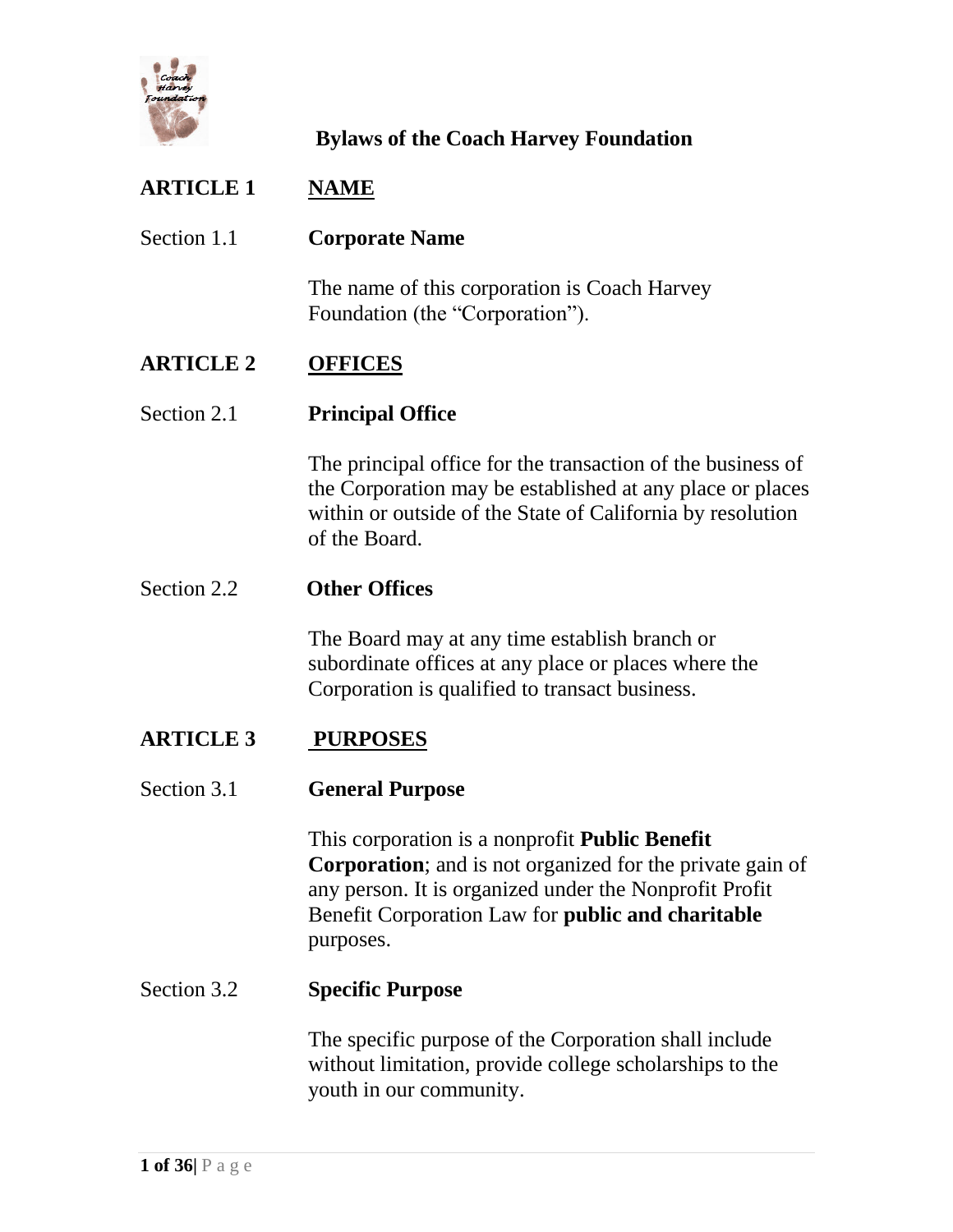# Bylaws of the Coach Harvey Foundation

## ARTICLE 1 NAME

### Section 1.1 Corporate Name

The name of this corporation is Coach Harvey Foundation (the "Corporation").

## ARTICLE 2 OFFICES

### Section 2.1 Principal Office

The principal office for the transaction of the business of the Corporation may be established at any place or places within or outside of the State of California by resolution of the Board.

### Section 2.2 Other Offices

The Board may at any time establish branch or subordinate offices at any place or places where the Corporation is qualified to transact business.

## ARTICLE 3 PURPOSES

### Section 3.1 General Purpose

This corporation is a nonprofit **Public Benefit Corporation**; and is not organized for the private gain of any person. It is organized under the Nonprofit Profit Benefit Corporation Law for **public and charitable** purposes.

### Section 3.2 Specific Purpose

The specific purpose of the Corporation shall include without limitation, provide college scholarships to the youth in our community.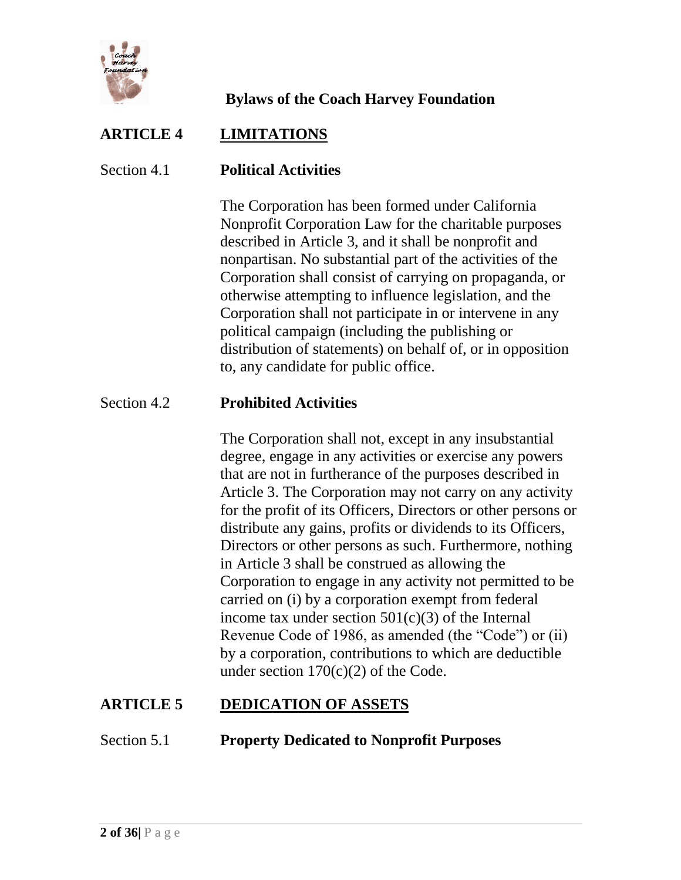## ARTICLE 4 LIMITATIONS

### Section 4.1 Political Activities

The Corporation has been formed under California Nonprofit Corporation Law for the charitable purposes described in Article 3, and it shall be nonprofit and nonpartisan. No substantial part of the activities of the Corporation shall consist of carrying on propaganda, or otherwise attempting to influence legislation, and the Corporation shall not participate in or intervene in any political campaign (including the publishing or distribution of statements) on behalf of, or in opposition to, any candidate for public office.

### Section 4.2 Prohibited Activities

The Corporation shall not, except in any insubstantial degree, engage in any activities or exercise any powers that are not in furtherance of the purposes described in Article 3. The Corporation may not carry on any activity for the profit of its Officers, Directors or other persons or distribute any gains, profits or dividends to its Officers, Directors or other persons as such. Furthermore, nothing in Article 3 shall be construed as allowing the Corporation to engage in any activity not permitted to be carried on (i) by a corporation exempt from federal income tax under section 501(c)(3) of the Internal Revenue Code of 1986, as amended (the "Code") or (ii) by a corporation, contributions to which are deductible under section 170(c)(2) of the Code.

## ARTICLE 5 DEDICATION OF ASSETS

### Section 5.1 Property Dedicated to Nonprofit Purposes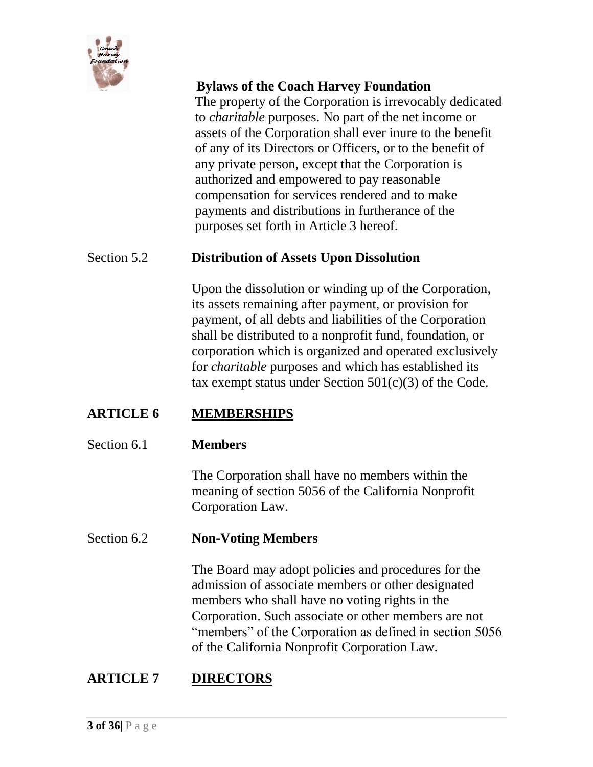The property of the Corporation is irrevocably dedicated to *charitable* purposes. No part of the net income or assets of the Corporation shall ever inure to the benefit of any of its Directors or Officers, or to the benefit of any private person, except that the Corporation is authorized and empowered to pay reasonable compensation for services rendered and to make payments and distributions in furtherance of the purposes set forth in Article 3 hereof.

Section 5.2 **Distribution of Assets Upon Dissolution**

Upon the dissolution or winding up of the Corporation, its assets remaining after payment, or provision for payment, of all debts and liabilities of the Corporation shall be distributed to a nonprofit fund, foundation, or corporation which is organized and operated exclusively for *charitable* purposes and which has established its tax exempt status under Section 501(c)(3) of the Code.

## ARTICLE 6 MEMBERSHIPS

Section 6.1 **Members**

The Corporation shall have no members within the meaning of section 5056 of the California Nonprofit Corporation Law.

Section 6.2 **Non-Voting Members**

The Board may adopt policies and procedures for the admission of associate members or other designated members who shall have no voting rights in the Corporation. Such associate or other members are not "members" of the Corporation as defined in section 5056 of the California Nonprofit Corporation Law.

## ARTICLE 7 DIRECTORS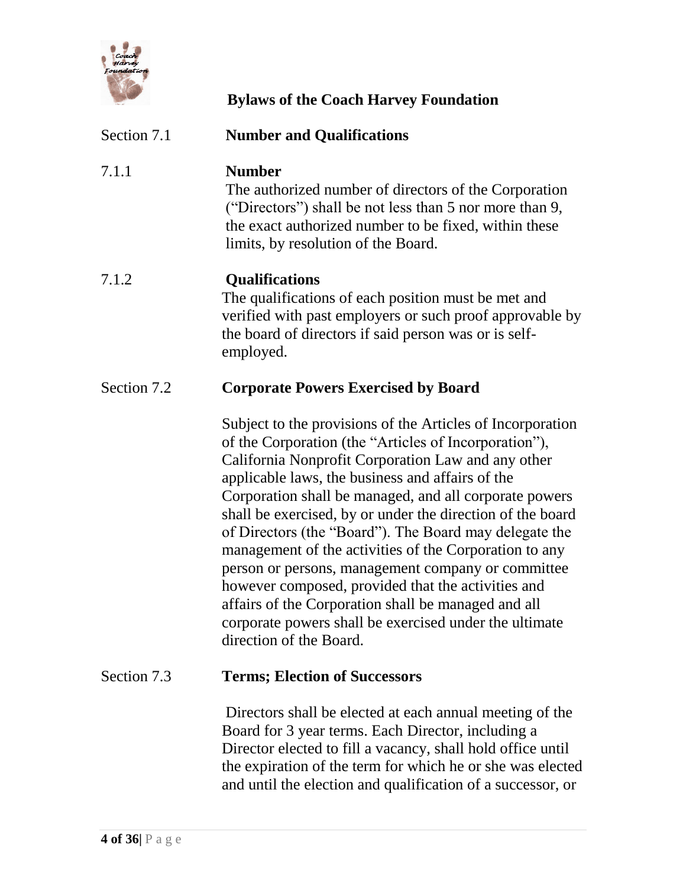**Bylaws of the Coach Harvey Foundation**

## Section 7.1 Number and Qualifications

### 7.1.1 Number

The authorized number of directors of the Corporation ("Directors") shall be not less than 5 nor more than 9, the exact authorized number to be fixed, within these limits, by resolution of the Board.

### 7.1.2 Qualifications

The qualifications of each position must be met and verified with past employers or such proof approvable by the board of directors if said person was or is self-employed.

## Section 7.2 Corporate Powers Exercised by Board

Subject to the provisions of the Articles of Incorporation of the Corporation (the "Articles of Incorporation"), California Nonprofit Corporation Law and any other applicable laws, the business and affairs of the Corporation shall be managed, and all corporate powers shall be exercised, by or under the direction of the board of Directors (the "Board"). The Board may delegate the management of the activities of the Corporation to any person or persons, management company or committee however composed, provided that the activities and affairs of the Corporation shall be managed and all corporate powers shall be exercised under the ultimate direction of the Board.

## Section 7.3 Terms; Election of Successors

Directors shall be elected at each annual meeting of the Board for 3 year terms. Each Director, including a Director elected to fill a vacancy, shall hold office until the expiration of the term for which he or she was elected and until the election and qualification of a successor, or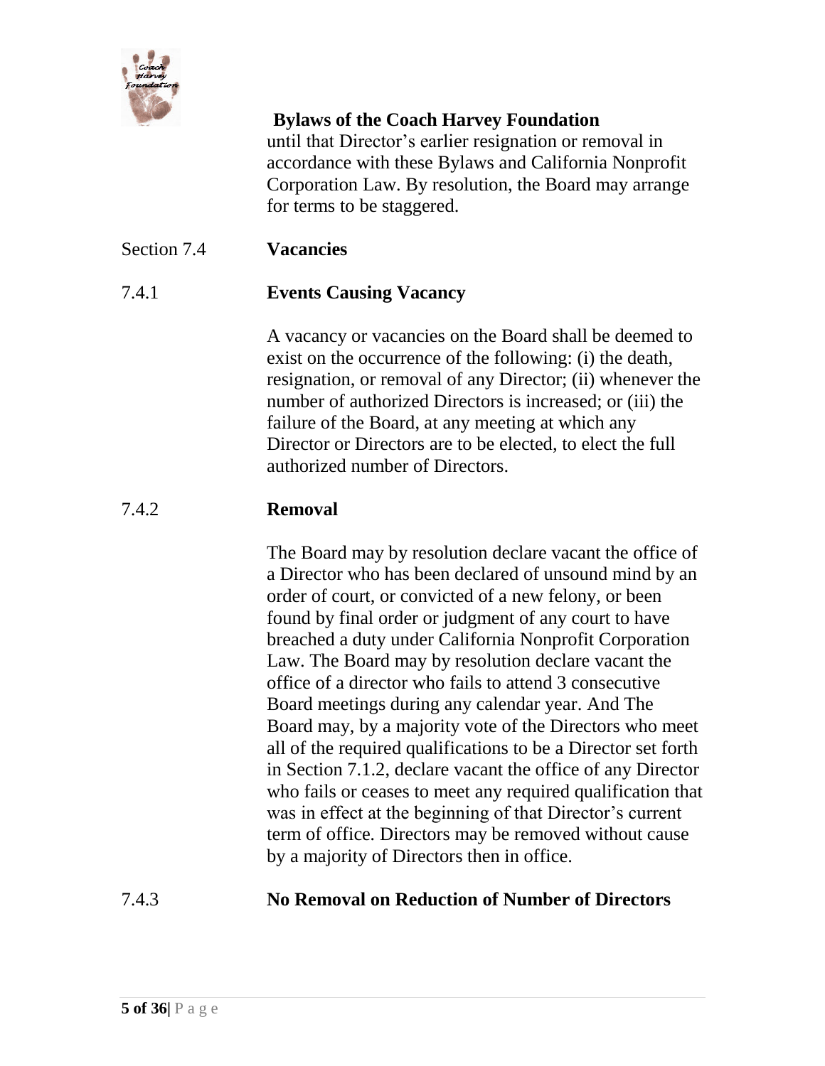until that Director's earlier resignation or removal in accordance with these Bylaws and California Nonprofit Corporation Law. By resolution, the Board may arrange for terms to be staggered.

## Section 7.4 Vacancies

### 7.4.1 Events Causing Vacancy

A vacancy or vacancies on the Board shall be deemed to exist on the occurrence of the following: (i) the death, resignation, or removal of any Director; (ii) whenever the number of authorized Directors is increased; or (iii) the failure of the Board, at any meeting at which any Director or Directors are to be elected, to elect the full authorized number of Directors.

### 7.4.2 Removal

The Board may by resolution declare vacant the office of a Director who has been declared of unsound mind by an order of court, or convicted of a new felony, or been found by final order or judgment of any court to have breached a duty under California Nonprofit Corporation Law. The Board may by resolution declare vacant the office of a director who fails to attend 3 consecutive Board meetings during any calendar year. And The Board may, by a majority vote of the Directors who meet all of the required qualifications to be a Director set forth in Section 7.1.2, declare vacant the office of any Director who fails or ceases to meet any required qualification that was in effect at the beginning of that Director's current term of office. Directors may be removed without cause by a majority of Directors then in office.

### 7.4.3 No Removal on Reduction of Number of Directors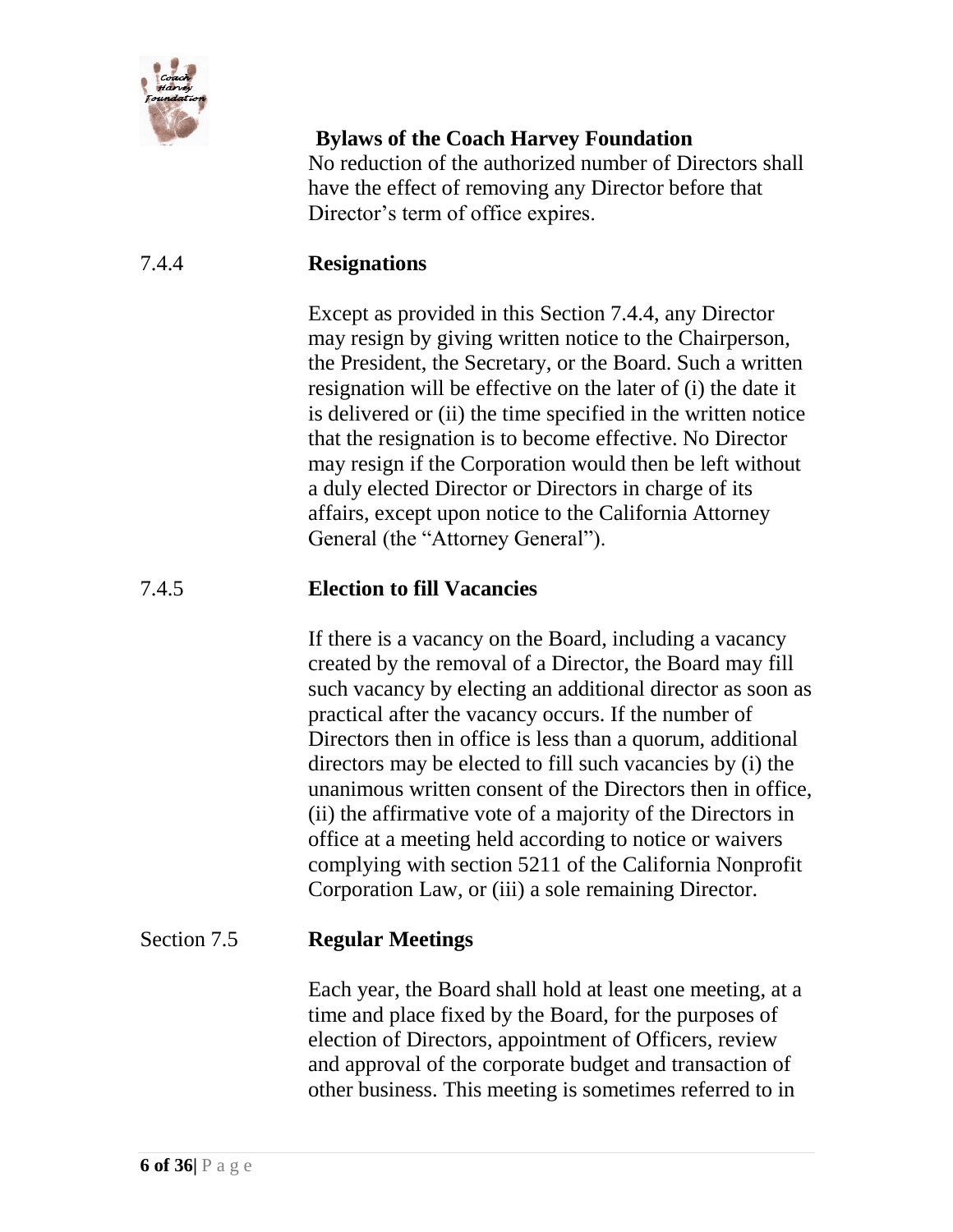No reduction of the authorized number of Directors shall have the effect of removing any Director before that Director's term of office expires.

7.4.4 **Resignations**

Except as provided in this Section 7.4.4, any Director may resign by giving written notice to the Chairperson, the President, the Secretary, or the Board. Such a written resignation will be effective on the later of (i) the date it is delivered or (ii) the time specified in the written notice that the resignation is to become effective. No Director may resign if the Corporation would then be left without a duly elected Director or Directors in charge of its affairs, except upon notice to the California Attorney General (the "Attorney General").

7.4.5 **Election to fill Vacancies**

If there is a vacancy on the Board, including a vacancy created by the removal of a Director, the Board may fill such vacancy by electing an additional director as soon as practical after the vacancy occurs. If the number of Directors then in office is less than a quorum, additional directors may be elected to fill such vacancies by (i) the unanimous written consent of the Directors then in office, (ii) the affirmative vote of a majority of the Directors in office at a meeting held according to notice or waivers complying with section 5211 of the California Nonprofit Corporation Law, or (iii) a sole remaining Director.

Section 7.5 **Regular Meetings**

Each year, the Board shall hold at least one meeting, at a time and place fixed by the Board, for the purposes of election of Directors, appointment of Officers, review and approval of the corporate budget and transaction of other business. This meeting is sometimes referred to in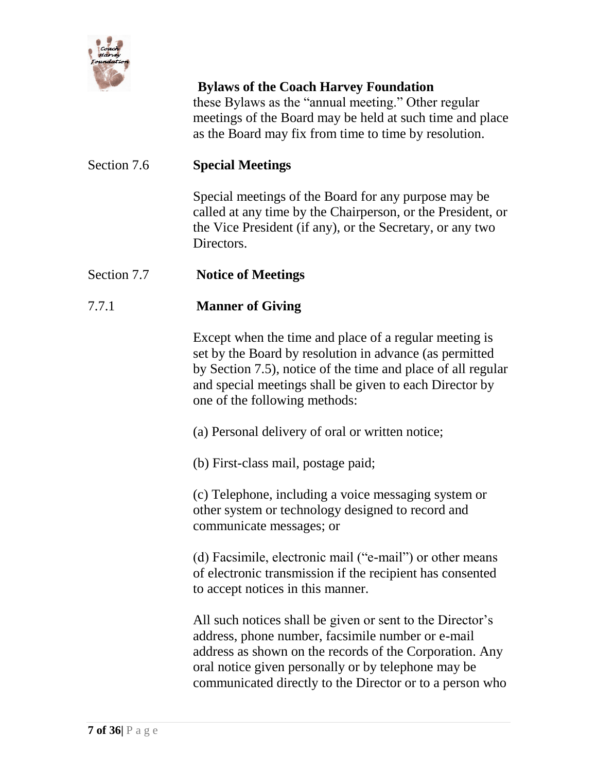these Bylaws as the "annual meeting." Other regular meetings of the Board may be held at such time and place as the Board may fix from time to time by resolution.

### Section 7.6 Special Meetings

Special meetings of the Board for any purpose may be called at any time by the Chairperson, or the President, or the Vice President (if any), or the Secretary, or any two Directors.

### Section 7.7 Notice of Meetings

#### 7.7.1 Manner of Giving

Except when the time and place of a regular meeting is set by the Board by resolution in advance (as permitted by Section 7.5), notice of the time and place of all regular and special meetings shall be given to each Director by one of the following methods:

(a) Personal delivery of oral or written notice;

(b) First-class mail, postage paid;

(c) Telephone, including a voice messaging system or other system or technology designed to record and communicate messages; or

(d) Facsimile, electronic mail ("e-mail") or other means of electronic transmission if the recipient has consented to accept notices in this manner.

All such notices shall be given or sent to the Director's address, phone number, facsimile number or e-mail address as shown on the records of the Corporation. Any oral notice given personally or by telephone may be communicated directly to the Director or to a person who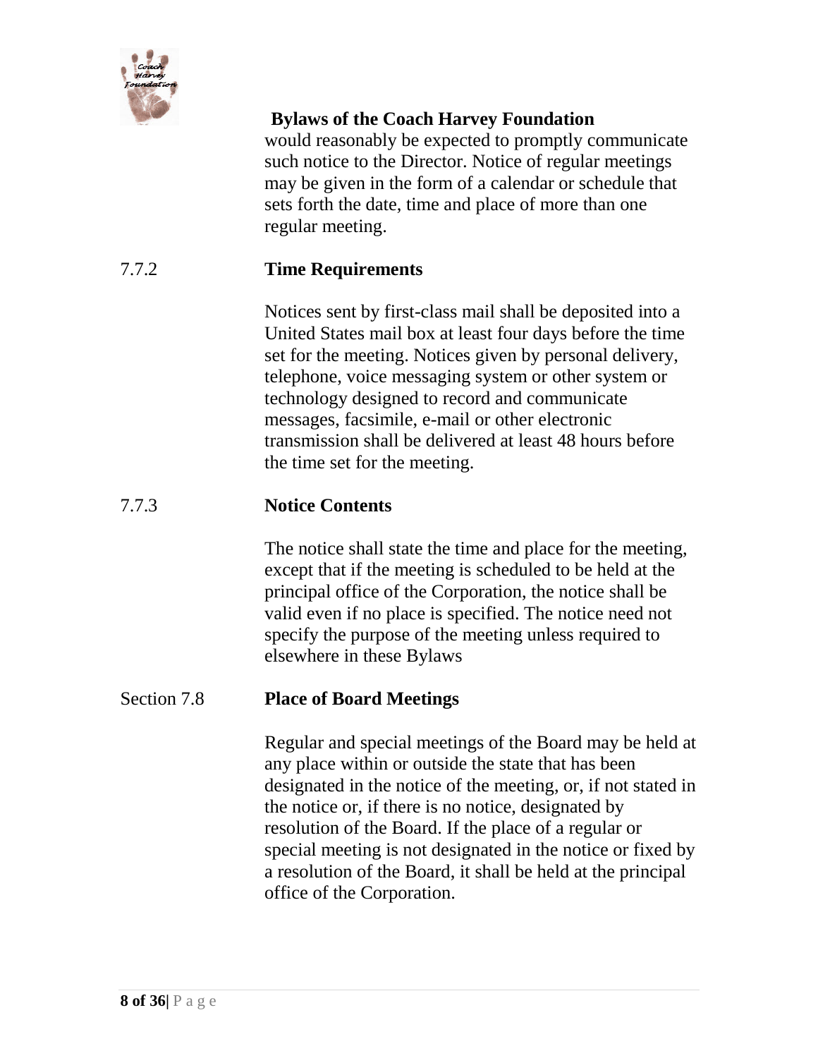would reasonably be expected to promptly communicate such notice to the Director. Notice of regular meetings may be given in the form of a calendar or schedule that sets forth the date, time and place of more than one regular meeting.

#### 7.7.2 **Time Requirements**

Notices sent by first-class mail shall be deposited into a United States mail box at least four days before the time set for the meeting. Notices given by personal delivery, telephone, voice messaging system or other system or technology designed to record and communicate messages, facsimile, e-mail or other electronic transmission shall be delivered at least 48 hours before the time set for the meeting.

#### 7.7.3 **Notice Contents**

The notice shall state the time and place for the meeting, except that if the meeting is scheduled to be held at the principal office of the Corporation, the notice shall be valid even if no place is specified. The notice need not specify the purpose of the meeting unless required to elsewhere in these Bylaws

### Section 7.8 **Place of Board Meetings**

Regular and special meetings of the Board may be held at any place within or outside the state that has been designated in the notice of the meeting, or, if not stated in the notice or, if there is no notice, designated by resolution of the Board. If the place of a regular or special meeting is not designated in the notice or fixed by a resolution of the Board, it shall be held at the principal office of the Corporation.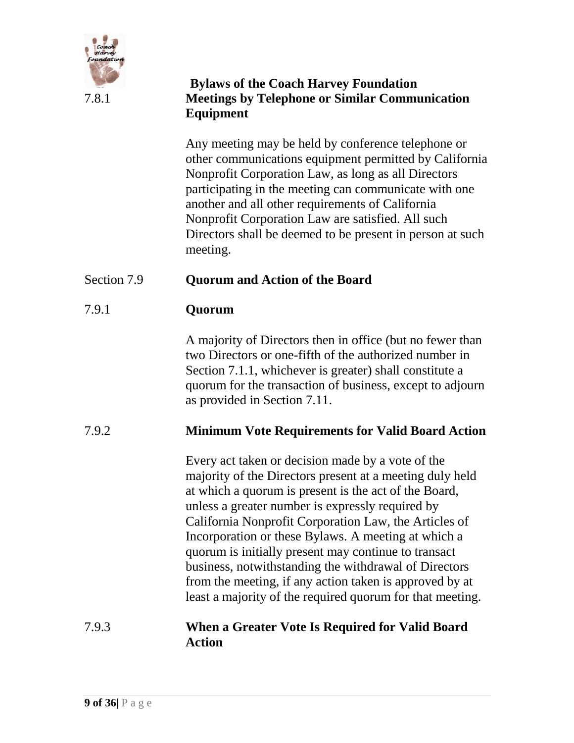#### 7.8.1 Meetings by Telephone or Similar Communication Equipment

Any meeting may be held by conference telephone or other communications equipment permitted by California Nonprofit Corporation Law, as long as all Directors participating in the meeting can communicate with one another and all other requirements of California Nonprofit Corporation Law are satisfied. All such Directors shall be deemed to be present in person at such meeting.

### Section 7.9 Quorum and Action of the Board

#### 7.9.1 Quorum

A majority of Directors then in office (but no fewer than two Directors or one-fifth of the authorized number in Section 7.1.1, whichever is greater) shall constitute a quorum for the transaction of business, except to adjourn as provided in Section 7.11.

#### 7.9.2 Minimum Vote Requirements for Valid Board Action

Every act taken or decision made by a vote of the majority of the Directors present at a meeting duly held at which a quorum is present is the act of the Board, unless a greater number is expressly required by California Nonprofit Corporation Law, the Articles of Incorporation or these Bylaws. A meeting at which a quorum is initially present may continue to transact business, notwithstanding the withdrawal of Directors from the meeting, if any action taken is approved by at least a majority of the required quorum for that meeting.

#### 7.9.3 When a Greater Vote Is Required for Valid Board Action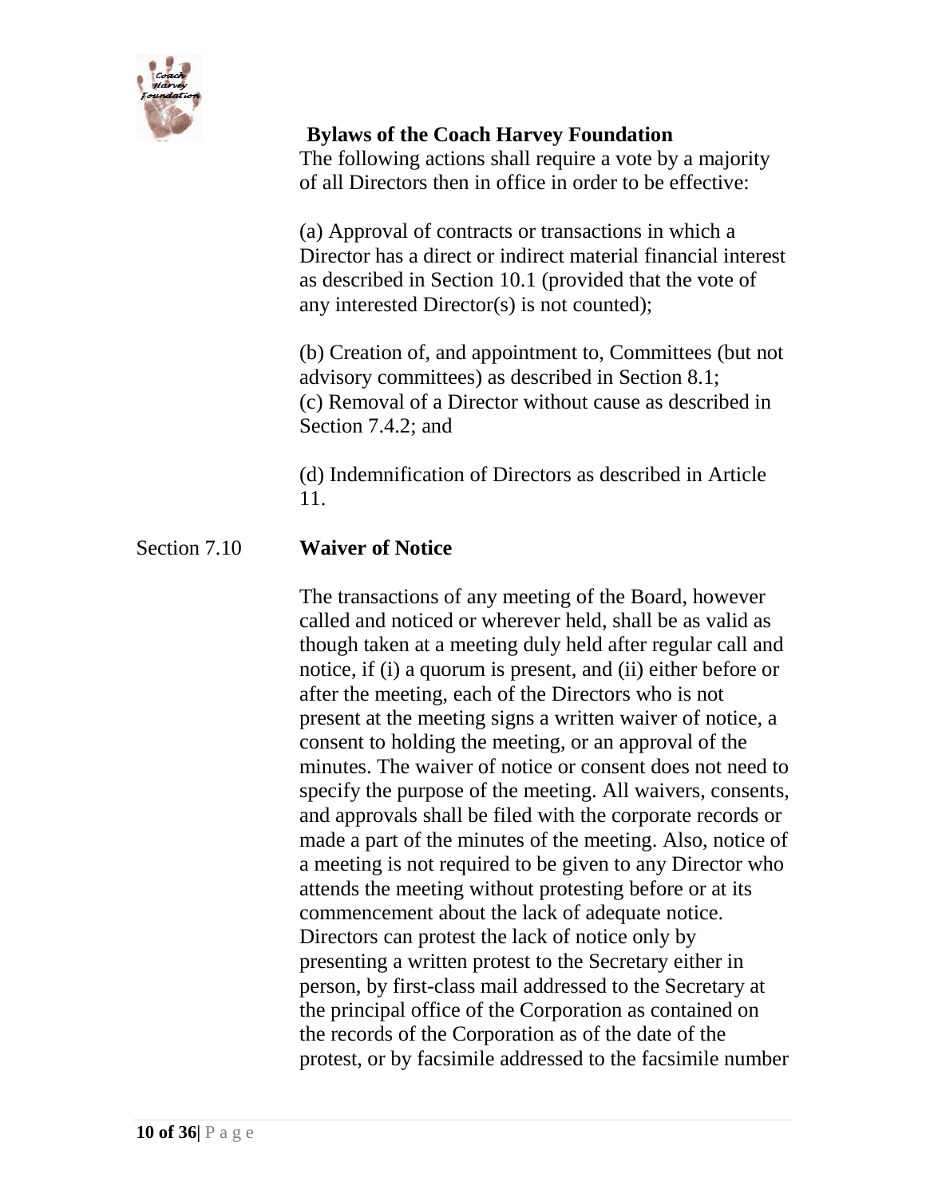The following actions shall require a vote by a majority of all Directors then in office in order to be effective:

(a) Approval of contracts or transactions in which a Director has a direct or indirect material financial interest as described in Section 10.1 (provided that the vote of any interested Director(s) is not counted);

(b) Creation of, and appointment to, Committees (but not advisory committees) as described in Section 8.1;
(c) Removal of a Director without cause as described in Section 7.4.2; and

(d) Indemnification of Directors as described in Article 11.

## Section 7.10 Waiver of Notice

The transactions of any meeting of the Board, however called and noticed or wherever held, shall be as valid as though taken at a meeting duly held after regular call and notice, if (i) a quorum is present, and (ii) either before or after the meeting, each of the Directors who is not present at the meeting signs a written waiver of notice, a consent to holding the meeting, or an approval of the minutes. The waiver of notice or consent does not need to specify the purpose of the meeting. All waivers, consents, and approvals shall be filed with the corporate records or made a part of the minutes of the meeting. Also, notice of a meeting is not required to be given to any Director who attends the meeting without protesting before or at its commencement about the lack of adequate notice. Directors can protest the lack of notice only by presenting a written protest to the Secretary either in person, by first-class mail addressed to the Secretary at the principal office of the Corporation as contained on the records of the Corporation as of the date of the protest, or by facsimile addressed to the facsimile number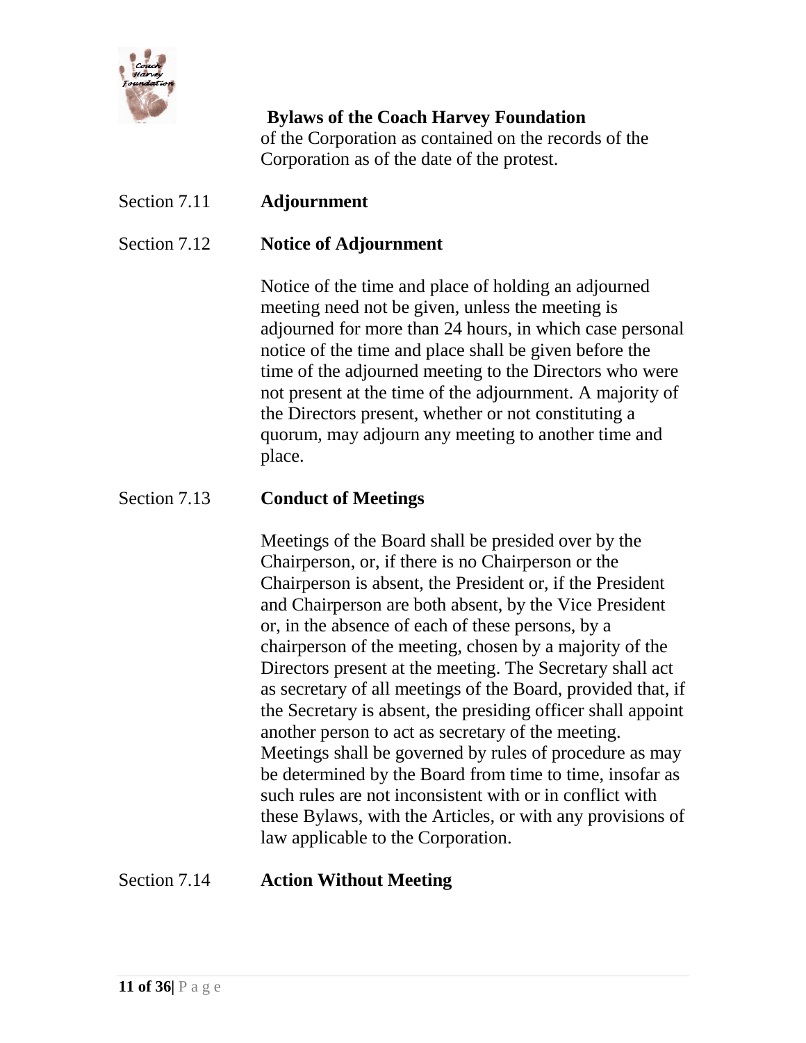of the Corporation as contained on the records of the Corporation as of the date of the protest.

### Section 7.11 **Adjournment**

### Section 7.12 **Notice of Adjournment**

Notice of the time and place of holding an adjourned meeting need not be given, unless the meeting is adjourned for more than 24 hours, in which case personal notice of the time and place shall be given before the time of the adjourned meeting to the Directors who were not present at the time of the adjournment. A majority of the Directors present, whether or not constituting a quorum, may adjourn any meeting to another time and place.

### Section 7.13 **Conduct of Meetings**

Meetings of the Board shall be presided over by the Chairperson, or, if there is no Chairperson or the Chairperson is absent, the President or, if the President and Chairperson are both absent, by the Vice President or, in the absence of each of these persons, by a chairperson of the meeting, chosen by a majority of the Directors present at the meeting. The Secretary shall act as secretary of all meetings of the Board, provided that, if the Secretary is absent, the presiding officer shall appoint another person to act as secretary of the meeting. Meetings shall be governed by rules of procedure as may be determined by the Board from time to time, insofar as such rules are not inconsistent with or in conflict with these Bylaws, with the Articles, or with any provisions of law applicable to the Corporation.

### Section 7.14 **Action Without Meeting**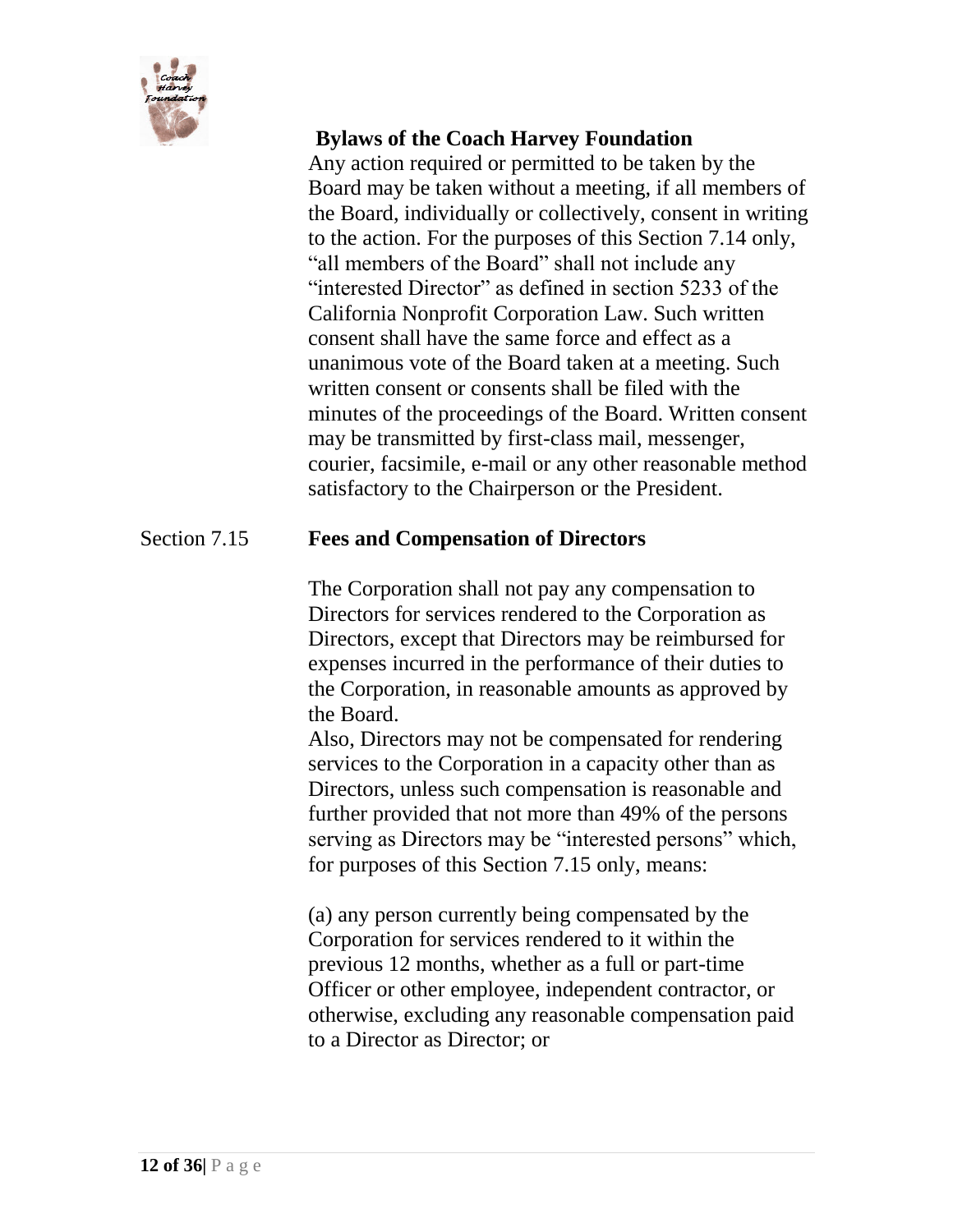Any action required or permitted to be taken by the Board may be taken without a meeting, if all members of the Board, individually or collectively, consent in writing to the action. For the purposes of this Section 7.14 only, "all members of the Board" shall not include any "interested Director" as defined in section 5233 of the California Nonprofit Corporation Law. Such written consent shall have the same force and effect as a unanimous vote of the Board taken at a meeting. Such written consent or consents shall be filed with the minutes of the proceedings of the Board. Written consent may be transmitted by first-class mail, messenger, courier, facsimile, e-mail or any other reasonable method satisfactory to the Chairperson or the President.

### Section 7.15 **Fees and Compensation of Directors**

The Corporation shall not pay any compensation to Directors for services rendered to the Corporation as Directors, except that Directors may be reimbursed for expenses incurred in the performance of their duties to the Corporation, in reasonable amounts as approved by the Board.

Also, Directors may not be compensated for rendering services to the Corporation in a capacity other than as Directors, unless such compensation is reasonable and further provided that not more than 49% of the persons serving as Directors may be "interested persons" which, for purposes of this Section 7.15 only, means:

(a) any person currently being compensated by the Corporation for services rendered to it within the previous 12 months, whether as a full or part-time Officer or other employee, independent contractor, or otherwise, excluding any reasonable compensation paid to a Director as Director; or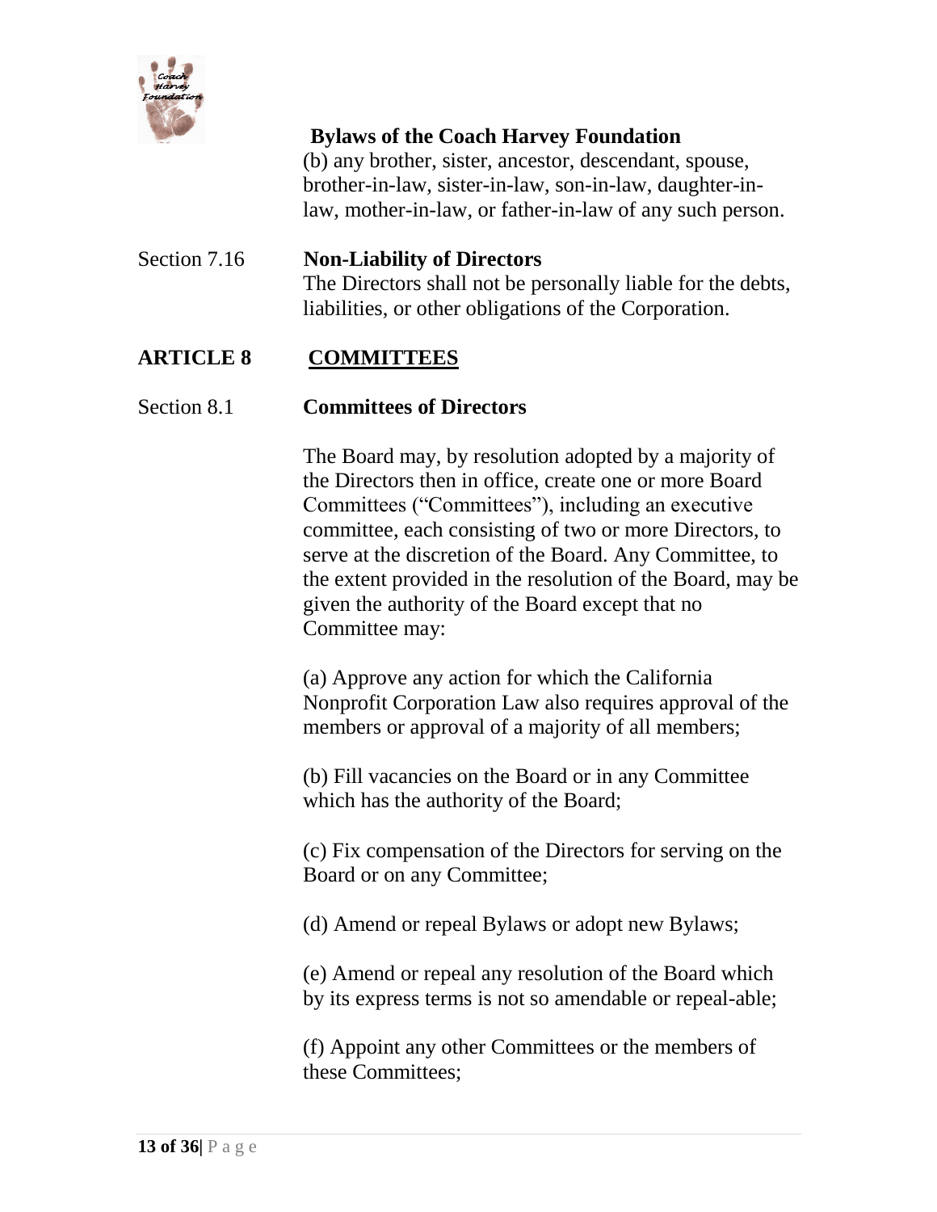(b) any brother, sister, ancestor, descendant, spouse, brother-in-law, sister-in-law, son-in-law, daughter-in-law, mother-in-law, or father-in-law of any such person.

Section 7.16 **Non-Liability of Directors**

The Directors shall not be personally liable for the debts, liabilities, or other obligations of the Corporation.

## ARTICLE 8 COMMITTEES

Section 8.1 **Committees of Directors**

The Board may, by resolution adopted by a majority of the Directors then in office, create one or more Board Committees ("Committees"), including an executive committee, each consisting of two or more Directors, to serve at the discretion of the Board. Any Committee, to the extent provided in the resolution of the Board, may be given the authority of the Board except that no Committee may:

(a) Approve any action for which the California Nonprofit Corporation Law also requires approval of the members or approval of a majority of all members;

(b) Fill vacancies on the Board or in any Committee which has the authority of the Board;

(c) Fix compensation of the Directors for serving on the Board or on any Committee;

(d) Amend or repeal Bylaws or adopt new Bylaws;

(e) Amend or repeal any resolution of the Board which by its express terms is not so amendable or repeal-able;

(f) Appoint any other Committees or the members of these Committees;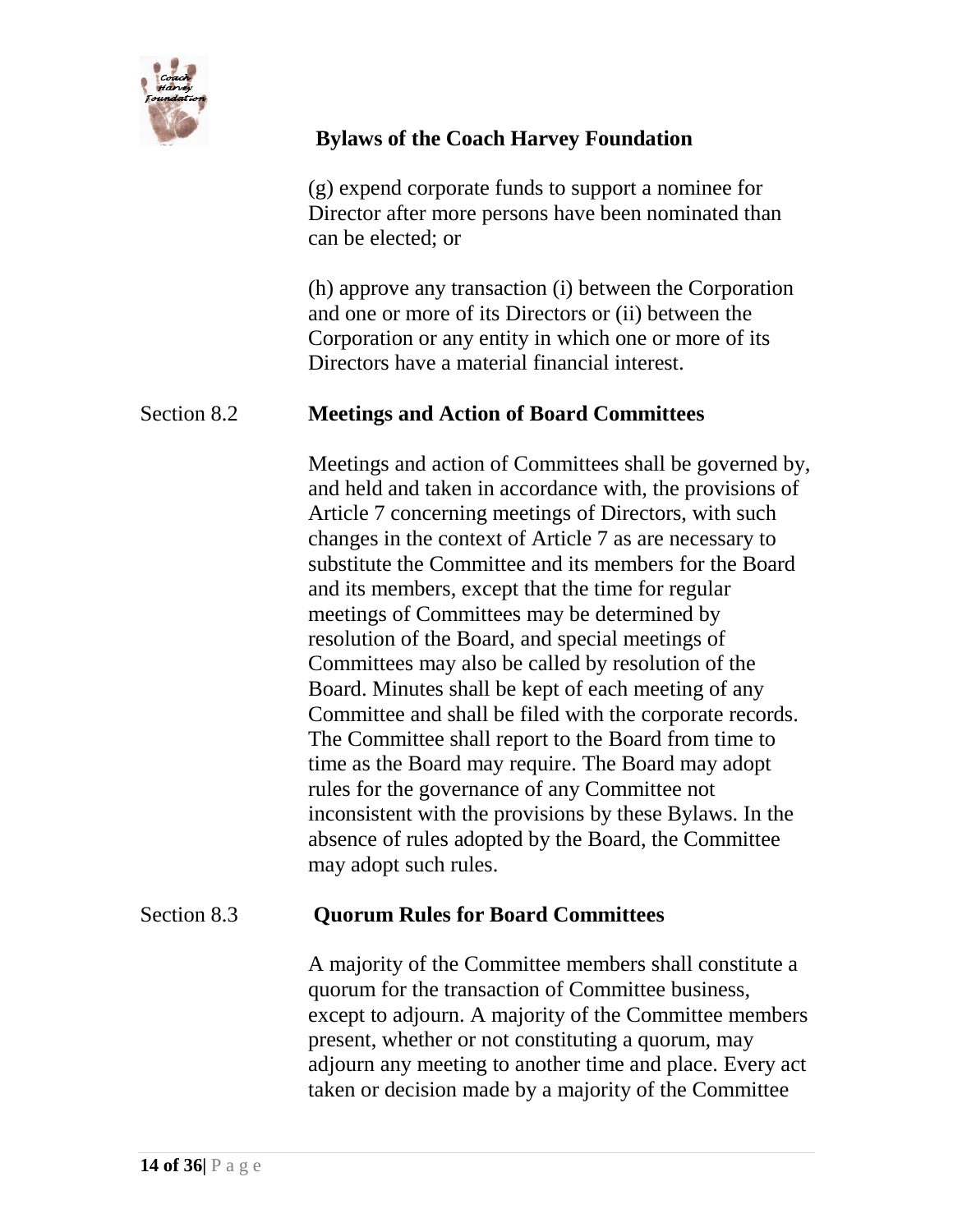(g) expend corporate funds to support a nominee for Director after more persons have been nominated than can be elected; or

(h) approve any transaction (i) between the Corporation and one or more of its Directors or (ii) between the Corporation or any entity in which one or more of its Directors have a material financial interest.

## Section 8.2 Meetings and Action of Board Committees

Meetings and action of Committees shall be governed by, and held and taken in accordance with, the provisions of Article 7 concerning meetings of Directors, with such changes in the context of Article 7 as are necessary to substitute the Committee and its members for the Board and its members, except that the time for regular meetings of Committees may be determined by resolution of the Board, and special meetings of Committees may also be called by resolution of the Board. Minutes shall be kept of each meeting of any Committee and shall be filed with the corporate records. The Committee shall report to the Board from time to time as the Board may require. The Board may adopt rules for the governance of any Committee not inconsistent with the provisions by these Bylaws. In the absence of rules adopted by the Board, the Committee may adopt such rules.

## Section 8.3 Quorum Rules for Board Committees

A majority of the Committee members shall constitute a quorum for the transaction of Committee business, except to adjourn. A majority of the Committee members present, whether or not constituting a quorum, may adjourn any meeting to another time and place. Every act taken or decision made by a majority of the Committee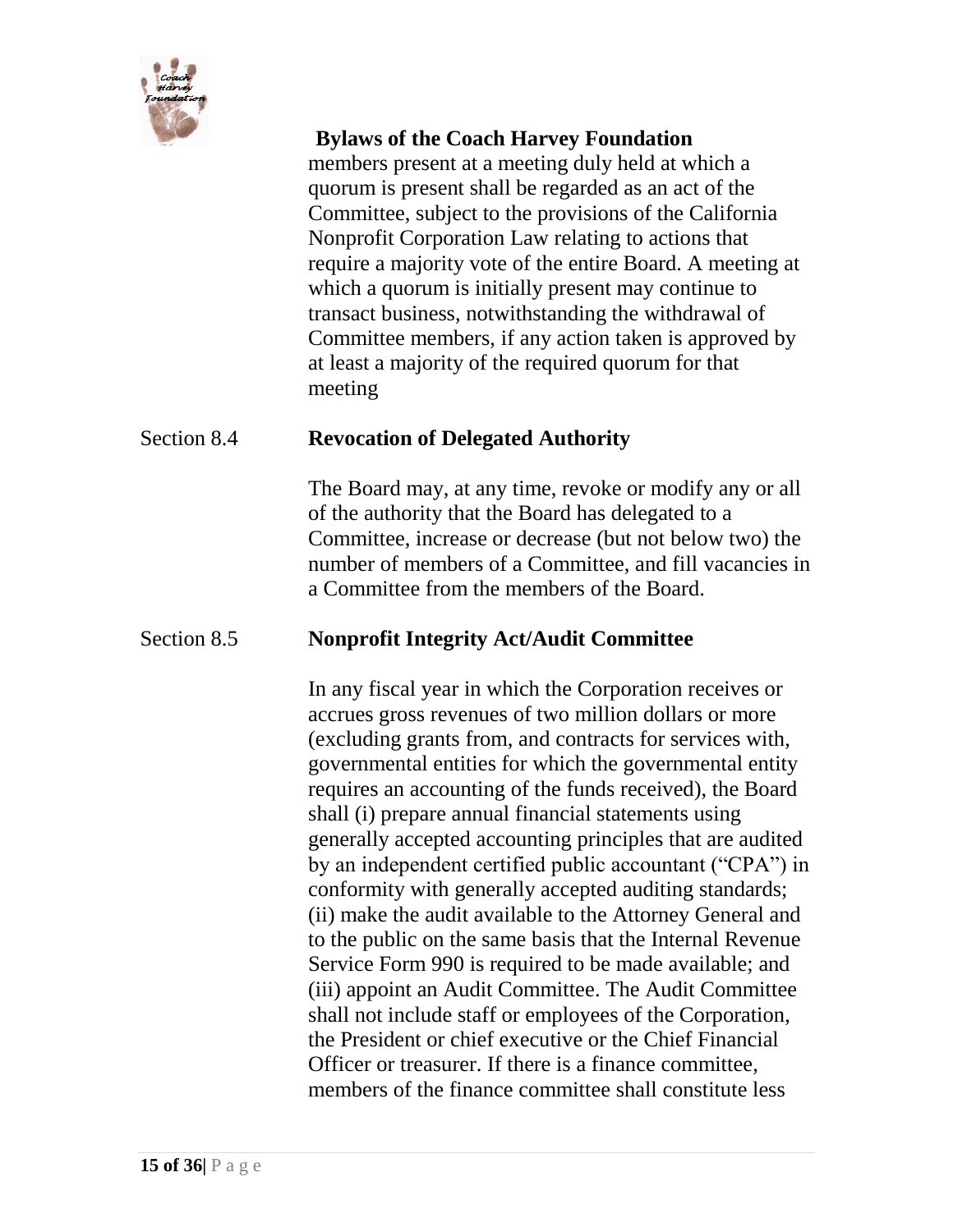members present at a meeting duly held at which a quorum is present shall be regarded as an act of the Committee, subject to the provisions of the California Nonprofit Corporation Law relating to actions that require a majority vote of the entire Board. A meeting at which a quorum is initially present may continue to transact business, notwithstanding the withdrawal of Committee members, if any action taken is approved by at least a majority of the required quorum for that meeting

## Section 8.4 Revocation of Delegated Authority

The Board may, at any time, revoke or modify any or all of the authority that the Board has delegated to a Committee, increase or decrease (but not below two) the number of members of a Committee, and fill vacancies in a Committee from the members of the Board.

## Section 8.5 Nonprofit Integrity Act/Audit Committee

In any fiscal year in which the Corporation receives or accrues gross revenues of two million dollars or more (excluding grants from, and contracts for services with, governmental entities for which the governmental entity requires an accounting of the funds received), the Board shall (i) prepare annual financial statements using generally accepted accounting principles that are audited by an independent certified public accountant ("CPA") in conformity with generally accepted auditing standards; (ii) make the audit available to the Attorney General and to the public on the same basis that the Internal Revenue Service Form 990 is required to be made available; and (iii) appoint an Audit Committee. The Audit Committee shall not include staff or employees of the Corporation, the President or chief executive or the Chief Financial Officer or treasurer. If there is a finance committee, members of the finance committee shall constitute less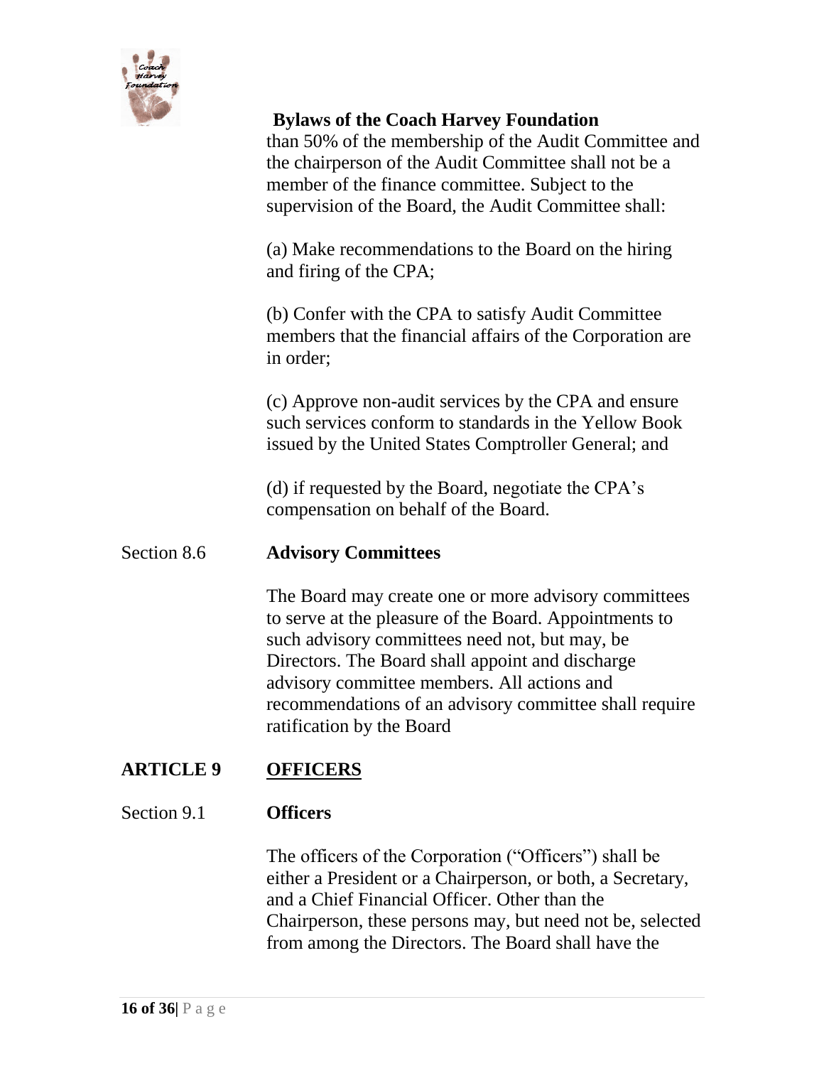than 50% of the membership of the Audit Committee and the chairperson of the Audit Committee shall not be a member of the finance committee. Subject to the supervision of the Board, the Audit Committee shall:

(a) Make recommendations to the Board on the hiring and firing of the CPA;

(b) Confer with the CPA to satisfy Audit Committee members that the financial affairs of the Corporation are in order;

(c) Approve non-audit services by the CPA and ensure such services conform to standards in the Yellow Book issued by the United States Comptroller General; and

(d) if requested by the Board, negotiate the CPA's compensation on behalf of the Board.

### Section 8.6 **Advisory Committees**

The Board may create one or more advisory committees to serve at the pleasure of the Board. Appointments to such advisory committees need not, but may, be Directors. The Board shall appoint and discharge advisory committee members. All actions and recommendations of an advisory committee shall require ratification by the Board

## ARTICLE 9 OFFICERS

### Section 9.1 **Officers**

The officers of the Corporation ("Officers") shall be either a President or a Chairperson, or both, a Secretary, and a Chief Financial Officer. Other than the Chairperson, these persons may, but need not be, selected from among the Directors. The Board shall have the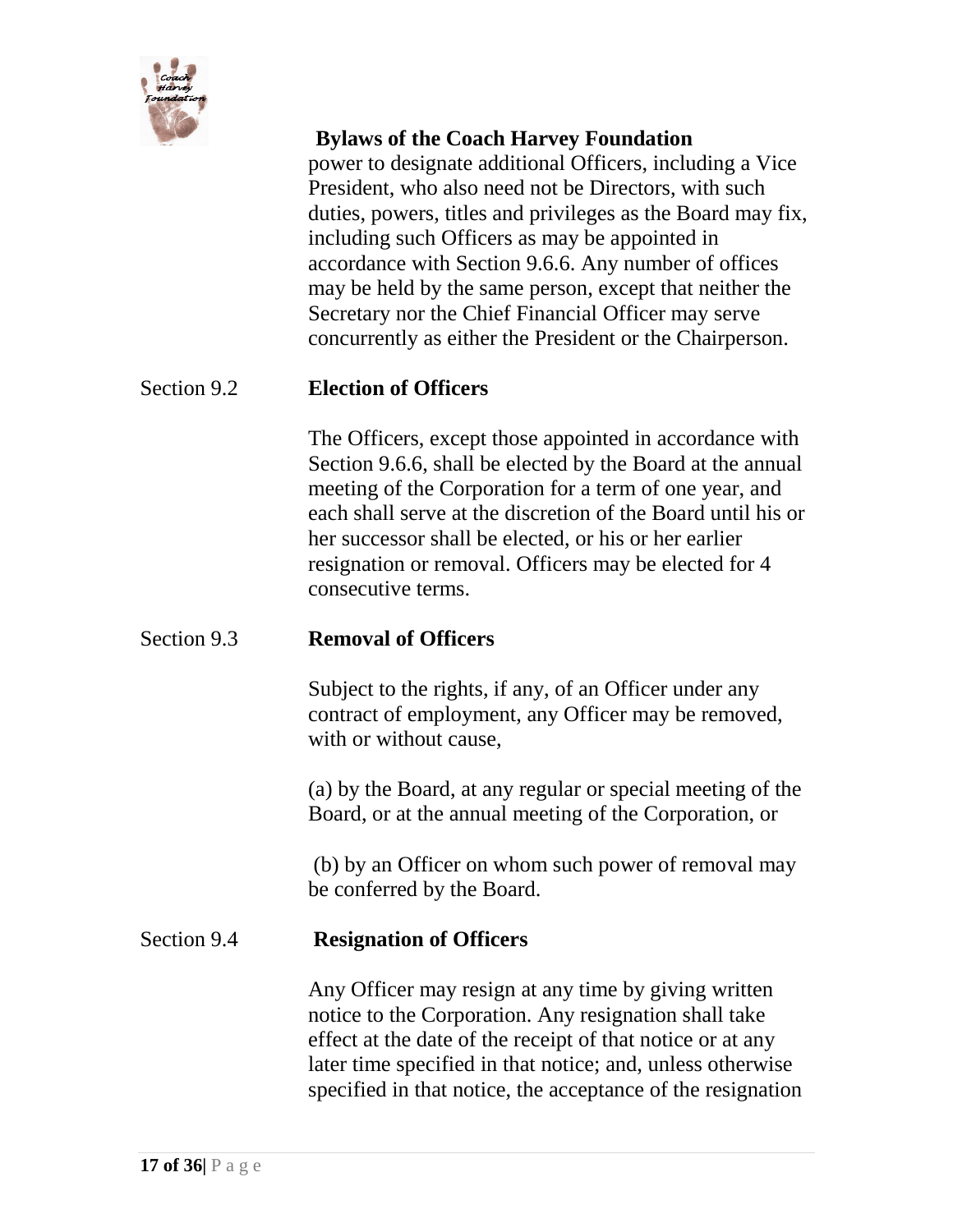power to designate additional Officers, including a Vice President, who also need not be Directors, with such duties, powers, titles and privileges as the Board may fix, including such Officers as may be appointed in accordance with Section 9.6.6. Any number of offices may be held by the same person, except that neither the Secretary nor the Chief Financial Officer may serve concurrently as either the President or the Chairperson.

## Section 9.2 **Election of Officers**

The Officers, except those appointed in accordance with Section 9.6.6, shall be elected by the Board at the annual meeting of the Corporation for a term of one year, and each shall serve at the discretion of the Board until his or her successor shall be elected, or his or her earlier resignation or removal. Officers may be elected for 4 consecutive terms.

## Section 9.3 **Removal of Officers**

Subject to the rights, if any, of an Officer under any contract of employment, any Officer may be removed, with or without cause,

(a) by the Board, at any regular or special meeting of the Board, or at the annual meeting of the Corporation, or

(b) by an Officer on whom such power of removal may be conferred by the Board.

## Section 9.4 **Resignation of Officers**

Any Officer may resign at any time by giving written notice to the Corporation. Any resignation shall take effect at the date of the receipt of that notice or at any later time specified in that notice; and, unless otherwise specified in that notice, the acceptance of the resignation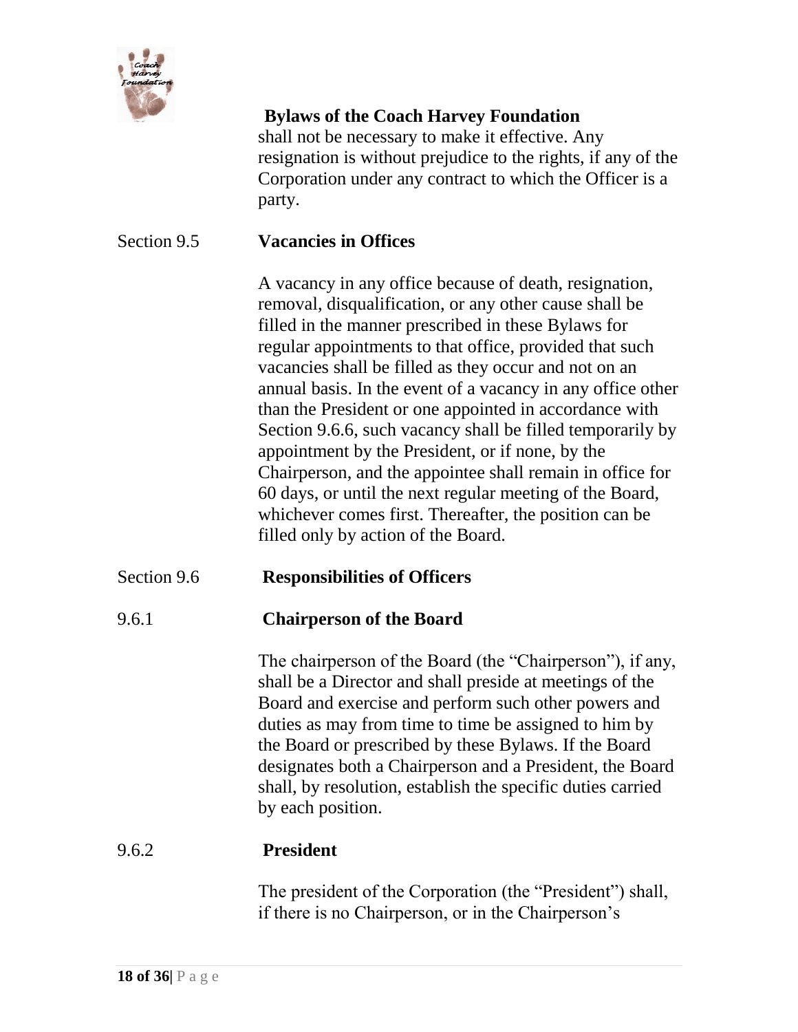shall not be necessary to make it effective. Any resignation is without prejudice to the rights, if any of the Corporation under any contract to which the Officer is a party.

Section 9.5 **Vacancies in Offices**

A vacancy in any office because of death, resignation, removal, disqualification, or any other cause shall be filled in the manner prescribed in these Bylaws for regular appointments to that office, provided that such vacancies shall be filled as they occur and not on an annual basis. In the event of a vacancy in any office other than the President or one appointed in accordance with Section 9.6.6, such vacancy shall be filled temporarily by appointment by the President, or if none, by the Chairperson, and the appointee shall remain in office for 60 days, or until the next regular meeting of the Board, whichever comes first. Thereafter, the position can be filled only by action of the Board.

Section 9.6 **Responsibilities of Officers**

9.6.1 **Chairperson of the Board**

The chairperson of the Board (the "Chairperson"), if any, shall be a Director and shall preside at meetings of the Board and exercise and perform such other powers and duties as may from time to time be assigned to him by the Board or prescribed by these Bylaws. If the Board designates both a Chairperson and a President, the Board shall, by resolution, establish the specific duties carried by each position.

9.6.2 **President**

The president of the Corporation (the "President") shall, if there is no Chairperson, or in the Chairperson's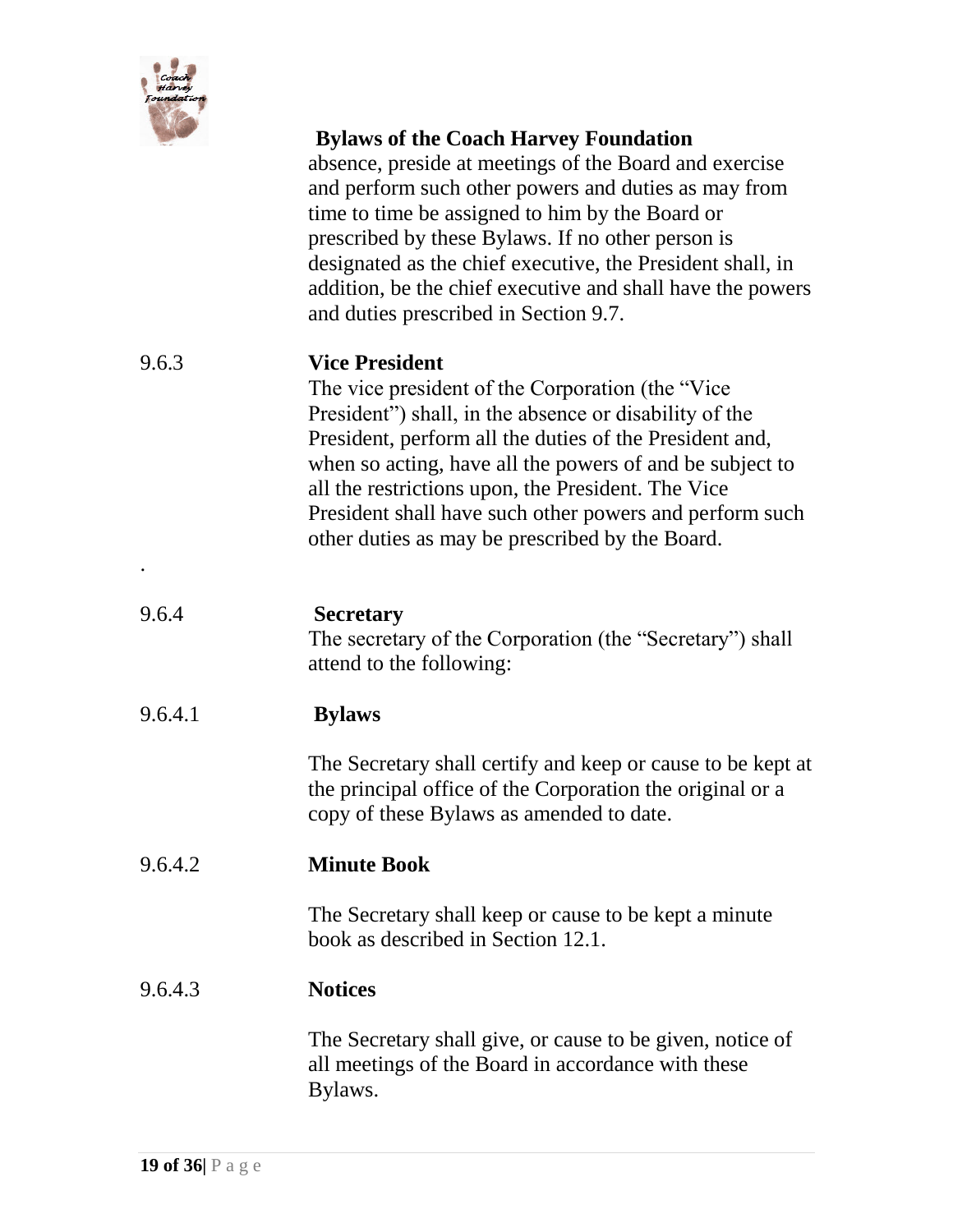absence, preside at meetings of the Board and exercise and perform such other powers and duties as may from time to time be assigned to him by the Board or prescribed by these Bylaws. If no other person is designated as the chief executive, the President shall, in addition, be the chief executive and shall have the powers and duties prescribed in Section 9.7.

### 9.6.3 Vice President

The vice president of the Corporation (the "Vice President") shall, in the absence or disability of the President, perform all the duties of the President and, when so acting, have all the powers of and be subject to all the restrictions upon, the President. The Vice President shall have such other powers and perform such other duties as may be prescribed by the Board.

### 9.6.4 Secretary

The secretary of the Corporation (the "Secretary") shall attend to the following:

#### 9.6.4.1 Bylaws

The Secretary shall certify and keep or cause to be kept at the principal office of the Corporation the original or a copy of these Bylaws as amended to date.

#### 9.6.4.2 Minute Book

The Secretary shall keep or cause to be kept a minute book as described in Section 12.1.

#### 9.6.4.3 Notices

The Secretary shall give, or cause to be given, notice of all meetings of the Board in accordance with these Bylaws.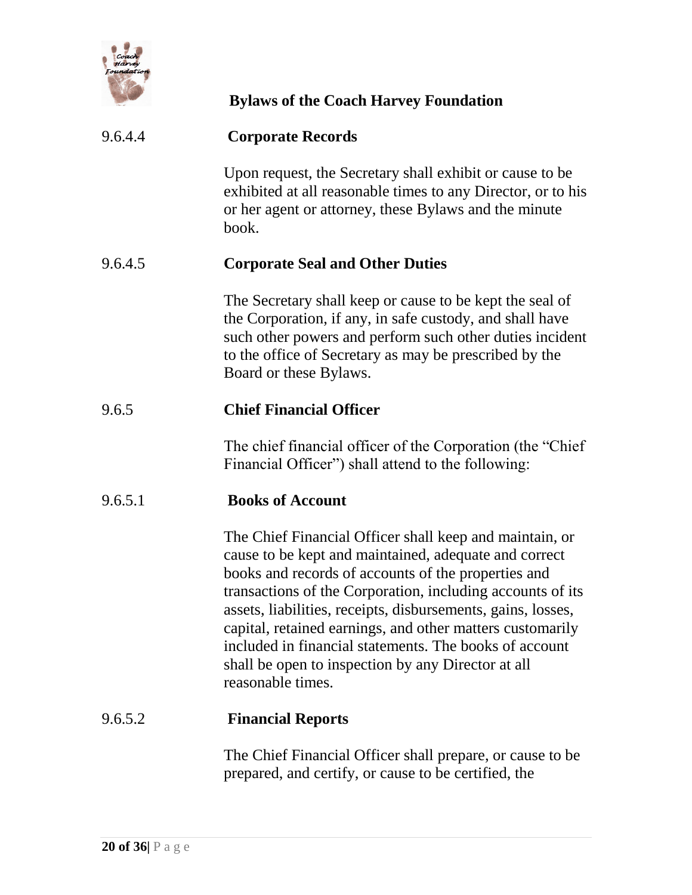**9.6.4.4 Corporate Records**

Upon request, the Secretary shall exhibit or cause to be exhibited at all reasonable times to any Director, or to his or her agent or attorney, these Bylaws and the minute book.

**9.6.4.5 Corporate Seal and Other Duties**

The Secretary shall keep or cause to be kept the seal of the Corporation, if any, in safe custody, and shall have such other powers and perform such other duties incident to the office of Secretary as may be prescribed by the Board or these Bylaws.

**9.6.5 Chief Financial Officer**

The chief financial officer of the Corporation (the "Chief Financial Officer") shall attend to the following:

**9.6.5.1 Books of Account**

The Chief Financial Officer shall keep and maintain, or cause to be kept and maintained, adequate and correct books and records of accounts of the properties and transactions of the Corporation, including accounts of its assets, liabilities, receipts, disbursements, gains, losses, capital, retained earnings, and other matters customarily included in financial statements. The books of account shall be open to inspection by any Director at all reasonable times.

**9.6.5.2 Financial Reports**

The Chief Financial Officer shall prepare, or cause to be prepared, and certify, or cause to be certified, the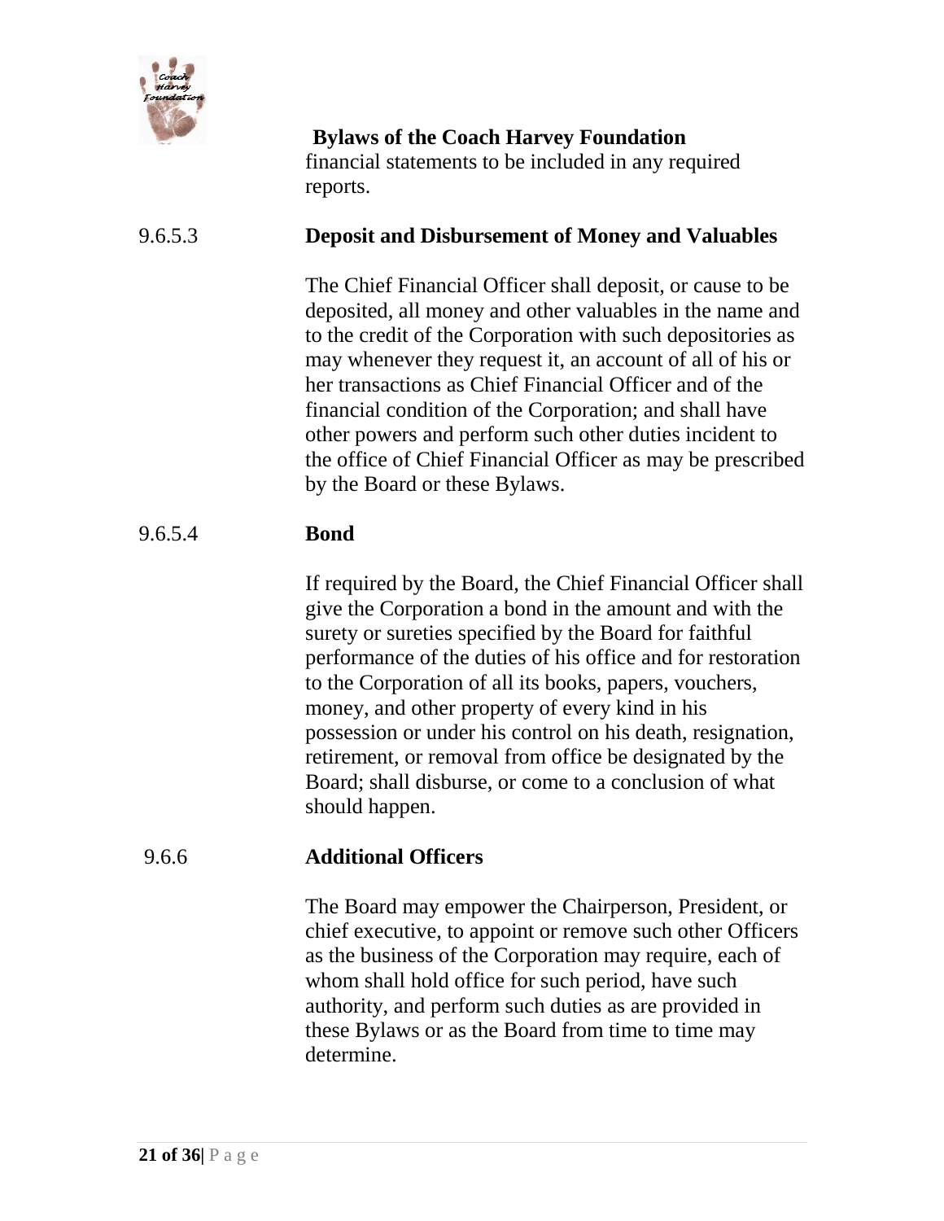financial statements to be included in any required reports.

### 9.6.5.3 Deposit and Disbursement of Money and Valuables

The Chief Financial Officer shall deposit, or cause to be deposited, all money and other valuables in the name and to the credit of the Corporation with such depositories as may whenever they request it, an account of all of his or her transactions as Chief Financial Officer and of the financial condition of the Corporation; and shall have other powers and perform such other duties incident to the office of Chief Financial Officer as may be prescribed by the Board or these Bylaws.

### 9.6.5.4 Bond

If required by the Board, the Chief Financial Officer shall give the Corporation a bond in the amount and with the surety or sureties specified by the Board for faithful performance of the duties of his office and for restoration to the Corporation of all its books, papers, vouchers, money, and other property of every kind in his possession or under his control on his death, resignation, retirement, or removal from office be designated by the Board; shall disburse, or come to a conclusion of what should happen.

### 9.6.6 Additional Officers

The Board may empower the Chairperson, President, or chief executive, to appoint or remove such other Officers as the business of the Corporation may require, each of whom shall hold office for such period, have such authority, and perform such duties as are provided in these Bylaws or as the Board from time to time may determine.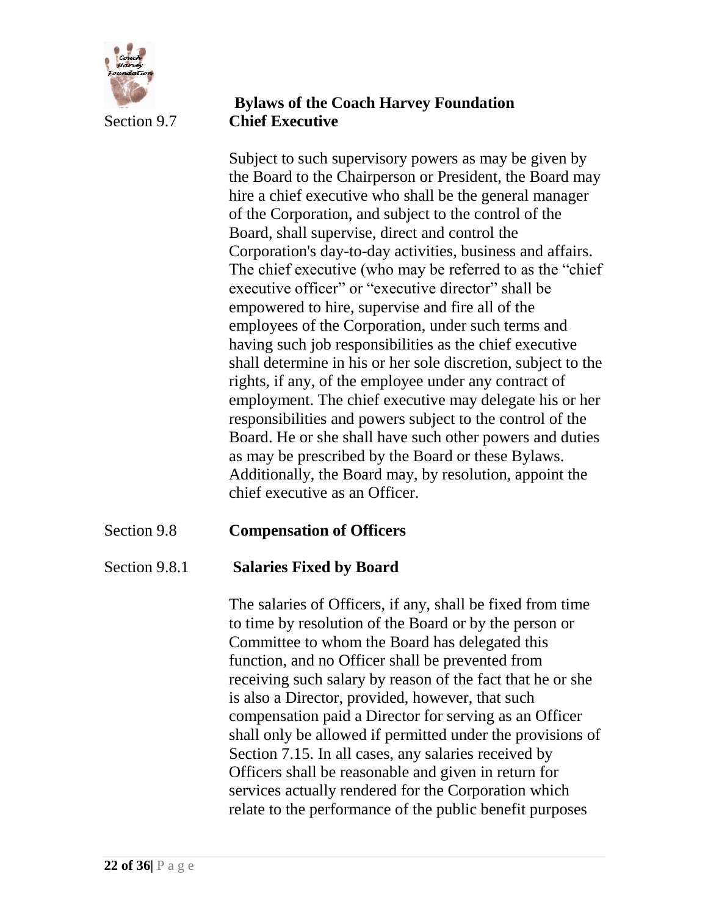## Section 9.7 Chief Executive

Subject to such supervisory powers as may be given by the Board to the Chairperson or President, the Board may hire a chief executive who shall be the general manager of the Corporation, and subject to the control of the Board, shall supervise, direct and control the Corporation's day-to-day activities, business and affairs. The chief executive (who may be referred to as the "chief executive officer" or "executive director" shall be empowered to hire, supervise and fire all of the employees of the Corporation, under such terms and having such job responsibilities as the chief executive shall determine in his or her sole discretion, subject to the rights, if any, of the employee under any contract of employment. The chief executive may delegate his or her responsibilities and powers subject to the control of the Board. He or she shall have such other powers and duties as may be prescribed by the Board or these Bylaws. Additionally, the Board may, by resolution, appoint the chief executive as an Officer.

## Section 9.8 Compensation of Officers

### Section 9.8.1 Salaries Fixed by Board

The salaries of Officers, if any, shall be fixed from time to time by resolution of the Board or by the person or Committee to whom the Board has delegated this function, and no Officer shall be prevented from receiving such salary by reason of the fact that he or she is also a Director, provided, however, that such compensation paid a Director for serving as an Officer shall only be allowed if permitted under the provisions of Section 7.15. In all cases, any salaries received by Officers shall be reasonable and given in return for services actually rendered for the Corporation which relate to the performance of the public benefit purposes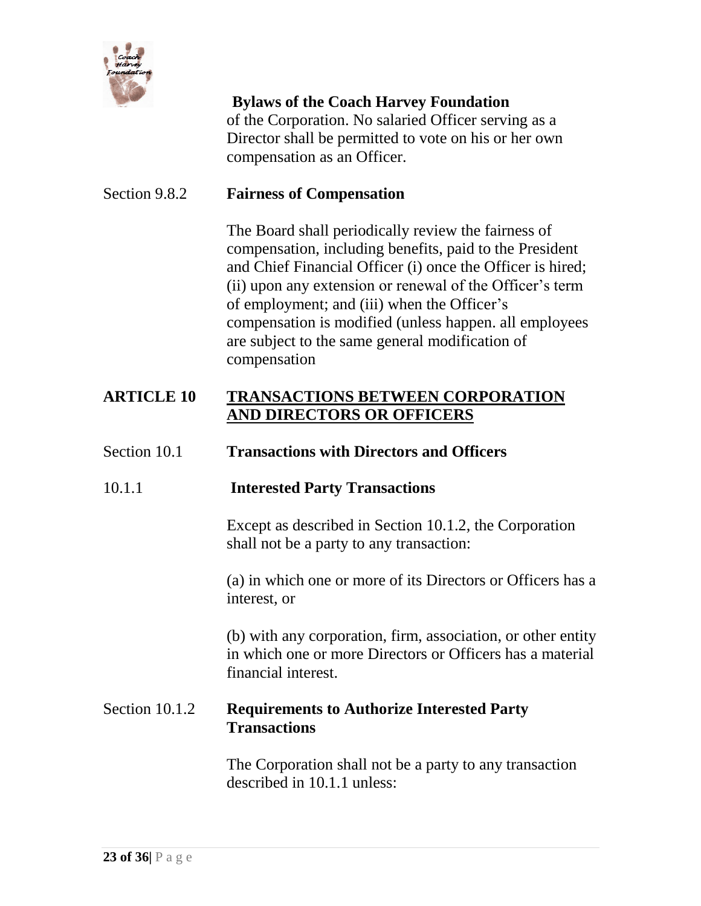of the Corporation. No salaried Officer serving as a Director shall be permitted to vote on his or her own compensation as an Officer.

Section 9.8.2 **Fairness of Compensation**

The Board shall periodically review the fairness of compensation, including benefits, paid to the President and Chief Financial Officer (i) once the Officer is hired; (ii) upon any extension or renewal of the Officer's term of employment; and (iii) when the Officer's compensation is modified (unless happen. all employees are subject to the same general modification of compensation

## ARTICLE 10 TRANSACTIONS BETWEEN CORPORATION AND DIRECTORS OR OFFICERS

Section 10.1 **Transactions with Directors and Officers**

10.1.1 **Interested Party Transactions**

Except as described in Section 10.1.2, the Corporation shall not be a party to any transaction:

(a) in which one or more of its Directors or Officers has a interest, or

(b) with any corporation, firm, association, or other entity in which one or more Directors or Officers has a material financial interest.

Section 10.1.2 **Requirements to Authorize Interested Party Transactions**

The Corporation shall not be a party to any transaction described in 10.1.1 unless: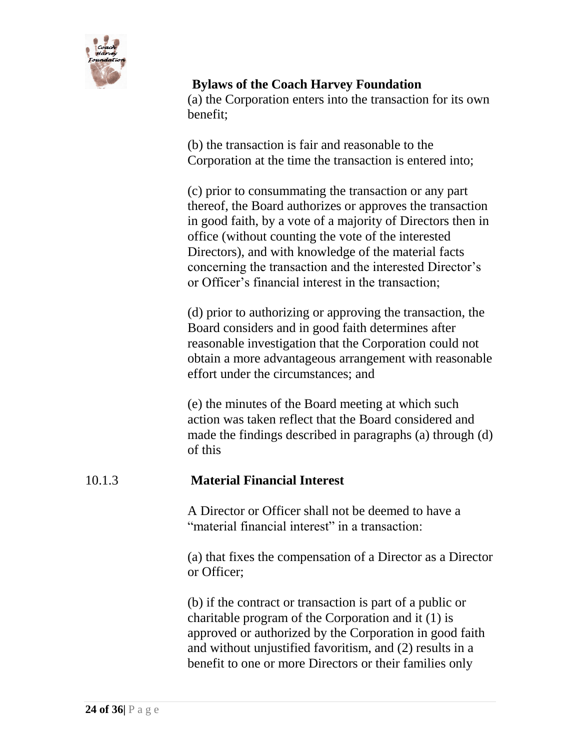(a) the Corporation enters into the transaction for its own benefit;

(b) the transaction is fair and reasonable to the Corporation at the time the transaction is entered into;

(c) prior to consummating the transaction or any part thereof, the Board authorizes or approves the transaction in good faith, by a vote of a majority of Directors then in office (without counting the vote of the interested Directors), and with knowledge of the material facts concerning the transaction and the interested Director's or Officer's financial interest in the transaction;

(d) prior to authorizing or approving the transaction, the Board considers and in good faith determines after reasonable investigation that the Corporation could not obtain a more advantageous arrangement with reasonable effort under the circumstances; and

(e) the minutes of the Board meeting at which such action was taken reflect that the Board considered and made the findings described in paragraphs (a) through (d) of this

### 10.1.3 Material Financial Interest

A Director or Officer shall not be deemed to have a "material financial interest" in a transaction:

(a) that fixes the compensation of a Director as a Director or Officer;

(b) if the contract or transaction is part of a public or charitable program of the Corporation and it (1) is approved or authorized by the Corporation in good faith and without unjustified favoritism, and (2) results in a benefit to one or more Directors or their families only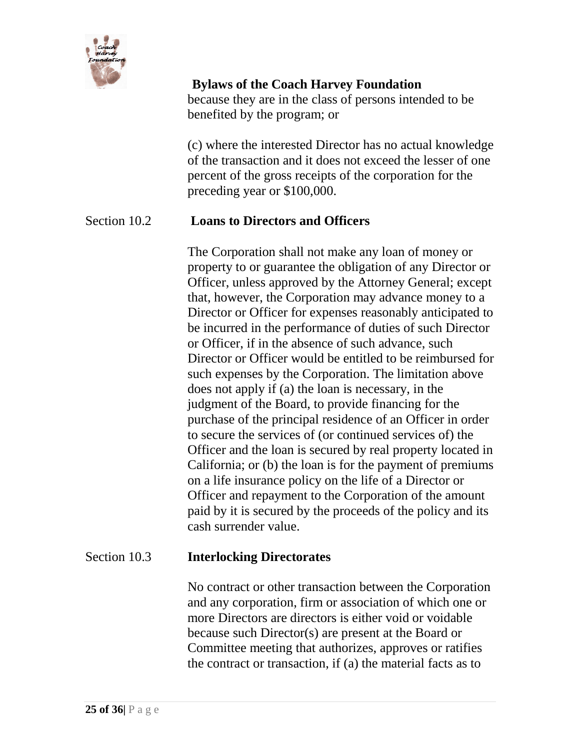because they are in the class of persons intended to be benefited by the program; or

(c) where the interested Director has no actual knowledge of the transaction and it does not exceed the lesser of one percent of the gross receipts of the corporation for the preceding year or $100,000.

## Section 10.2 **Loans to Directors and Officers**

The Corporation shall not make any loan of money or property to or guarantee the obligation of any Director or Officer, unless approved by the Attorney General; except that, however, the Corporation may advance money to a Director or Officer for expenses reasonably anticipated to be incurred in the performance of duties of such Director or Officer, if in the absence of such advance, such Director or Officer would be entitled to be reimbursed for such expenses by the Corporation. The limitation above does not apply if (a) the loan is necessary, in the judgment of the Board, to provide financing for the purchase of the principal residence of an Officer in order to secure the services of (or continued services of) the Officer and the loan is secured by real property located in California; or (b) the loan is for the payment of premiums on a life insurance policy on the life of a Director or Officer and repayment to the Corporation of the amount paid by it is secured by the proceeds of the policy and its cash surrender value.

## Section 10.3 **Interlocking Directorates**

No contract or other transaction between the Corporation and any corporation, firm or association of which one or more Directors are directors is either void or voidable because such Director(s) are present at the Board or Committee meeting that authorizes, approves or ratifies the contract or transaction, if (a) the material facts as to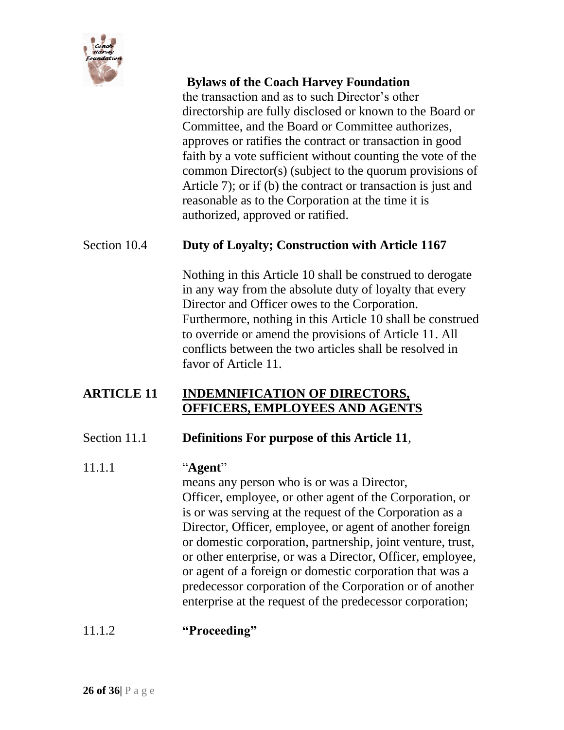the transaction and as to such Director's other directorship are fully disclosed or known to the Board or Committee, and the Board or Committee authorizes, approves or ratifies the contract or transaction in good faith by a vote sufficient without counting the vote of the common Director(s) (subject to the quorum provisions of Article 7); or if (b) the contract or transaction is just and reasonable as to the Corporation at the time it is authorized, approved or ratified.

Section 10.4 **Duty of Loyalty; Construction with Article 1167**

Nothing in this Article 10 shall be construed to derogate in any way from the absolute duty of loyalty that every Director and Officer owes to the Corporation. Furthermore, nothing in this Article 10 shall be construed to override or amend the provisions of Article 11. All conflicts between the two articles shall be resolved in favor of Article 11.

## ARTICLE 11 <u>INDEMNIFICATION OF DIRECTORS, OFFICERS, EMPLOYEES AND AGENTS</u>

Section 11.1 **Definitions For purpose of this Article 11**,

11.1.1 "**Agent**"

means any person who is or was a Director, Officer, employee, or other agent of the Corporation, or is or was serving at the request of the Corporation as a Director, Officer, employee, or agent of another foreign or domestic corporation, partnership, joint venture, trust, or other enterprise, or was a Director, Officer, employee, or agent of a foreign or domestic corporation that was a predecessor corporation of the Corporation or of another enterprise at the request of the predecessor corporation;

11.1.2 **"Proceeding"**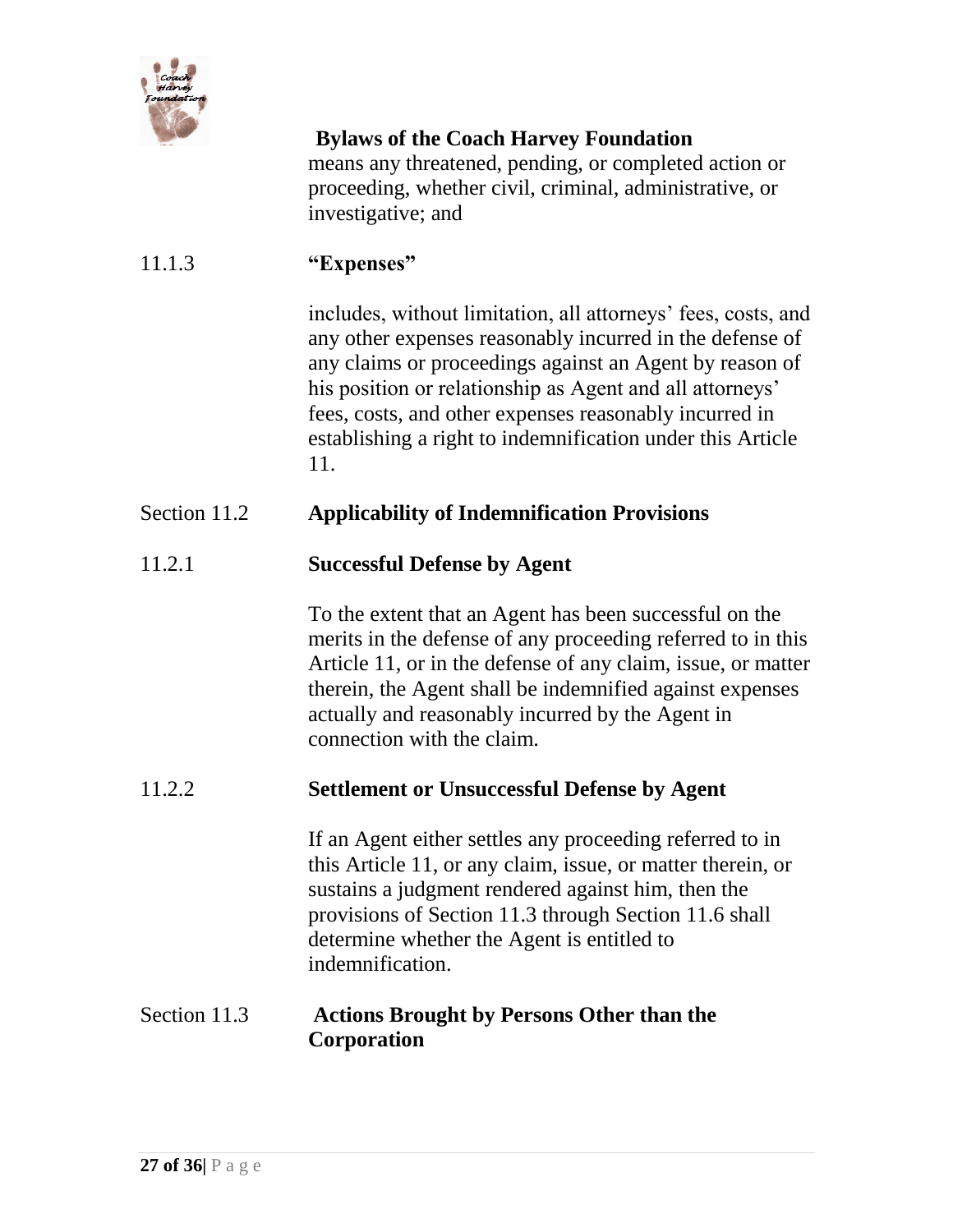means any threatened, pending, or completed action or proceeding, whether civil, criminal, administrative, or investigative; and

11.1.3 **"Expenses"**

includes, without limitation, all attorneys' fees, costs, and any other expenses reasonably incurred in the defense of any claims or proceedings against an Agent by reason of his position or relationship as Agent and all attorneys' fees, costs, and other expenses reasonably incurred in establishing a right to indemnification under this Article 11.

## Section 11.2 Applicability of Indemnification Provisions

### 11.2.1 Successful Defense by Agent

To the extent that an Agent has been successful on the merits in the defense of any proceeding referred to in this Article 11, or in the defense of any claim, issue, or matter therein, the Agent shall be indemnified against expenses actually and reasonably incurred by the Agent in connection with the claim.

### 11.2.2 Settlement or Unsuccessful Defense by Agent

If an Agent either settles any proceeding referred to in this Article 11, or any claim, issue, or matter therein, or sustains a judgment rendered against him, then the provisions of Section 11.3 through Section 11.6 shall determine whether the Agent is entitled to indemnification.

## Section 11.3 Actions Brought by Persons Other than the Corporation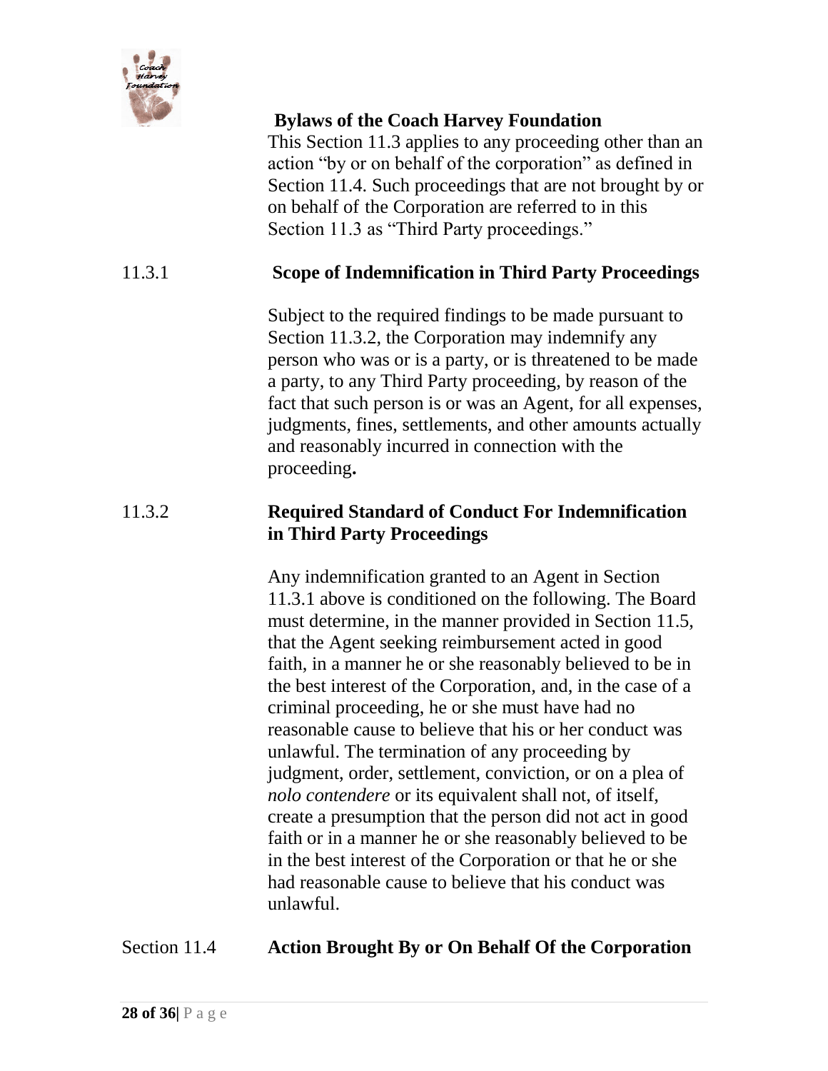This Section 11.3 applies to any proceeding other than an action "by or on behalf of the corporation" as defined in Section 11.4. Such proceedings that are not brought by or on behalf of the Corporation are referred to in this Section 11.3 as "Third Party proceedings."

### 11.3.1 Scope of Indemnification in Third Party Proceedings

Subject to the required findings to be made pursuant to Section 11.3.2, the Corporation may indemnify any person who was or is a party, or is threatened to be made a party, to any Third Party proceeding, by reason of the fact that such person is or was an Agent, for all expenses, judgments, fines, settlements, and other amounts actually and reasonably incurred in connection with the proceeding**.**

### 11.3.2 Required Standard of Conduct For Indemnification in Third Party Proceedings

Any indemnification granted to an Agent in Section 11.3.1 above is conditioned on the following. The Board must determine, in the manner provided in Section 11.5, that the Agent seeking reimbursement acted in good faith, in a manner he or she reasonably believed to be in the best interest of the Corporation, and, in the case of a criminal proceeding, he or she must have had no reasonable cause to believe that his or her conduct was unlawful. The termination of any proceeding by judgment, order, settlement, conviction, or on a plea of *nolo contendere* or its equivalent shall not, of itself, create a presumption that the person did not act in good faith or in a manner he or she reasonably believed to be in the best interest of the Corporation or that he or she had reasonable cause to believe that his conduct was unlawful.

## Section 11.4 Action Brought By or On Behalf Of the Corporation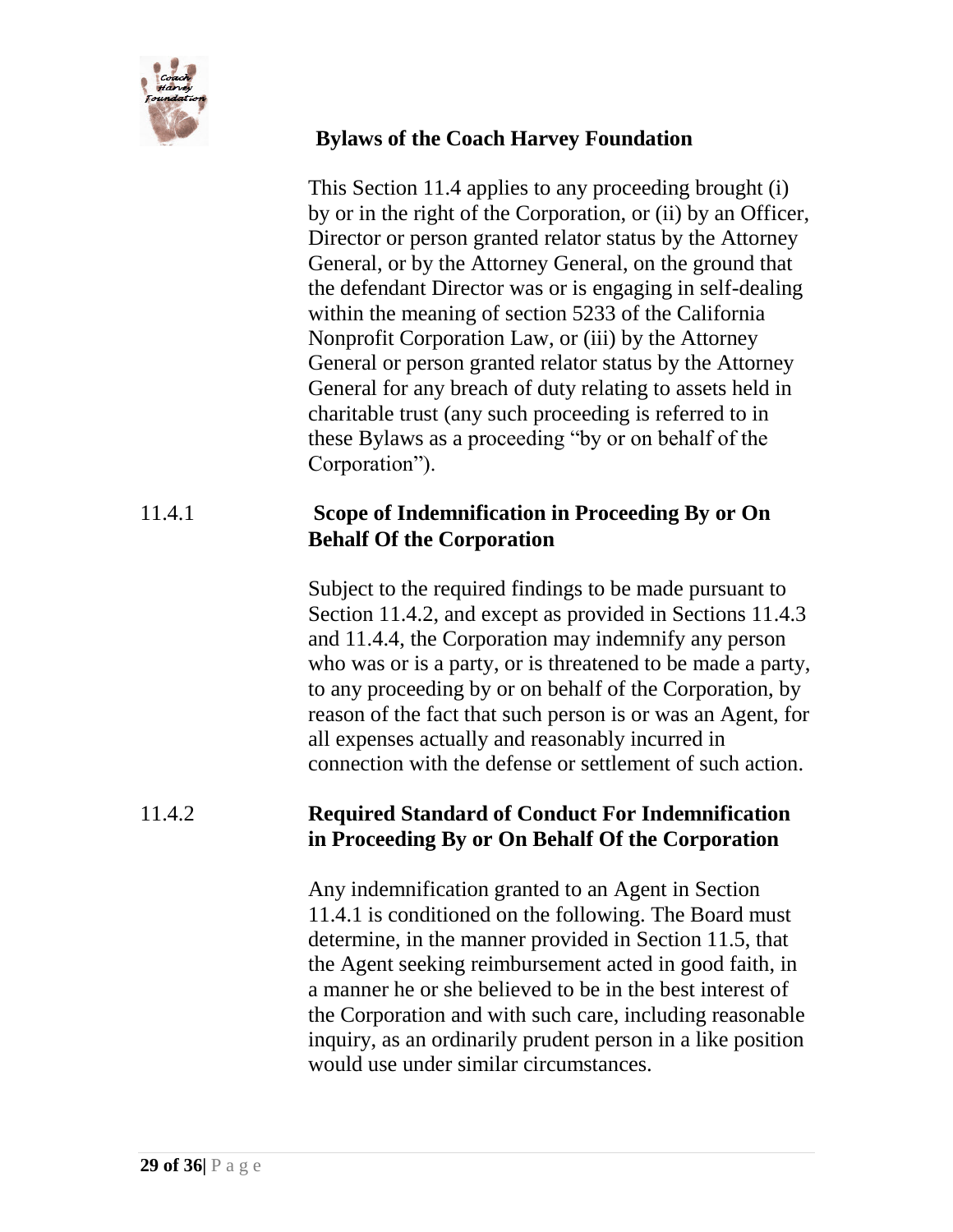This Section 11.4 applies to any proceeding brought (i) by or in the right of the Corporation, or (ii) by an Officer, Director or person granted relator status by the Attorney General, or by the Attorney General, on the ground that the defendant Director was or is engaging in self-dealing within the meaning of section 5233 of the California Nonprofit Corporation Law, or (iii) by the Attorney General or person granted relator status by the Attorney General for any breach of duty relating to assets held in charitable trust (any such proceeding is referred to in these Bylaws as a proceeding "by or on behalf of the Corporation").

### 11.4.1 Scope of Indemnification in Proceeding By or On Behalf Of the Corporation

Subject to the required findings to be made pursuant to Section 11.4.2, and except as provided in Sections 11.4.3 and 11.4.4, the Corporation may indemnify any person who was or is a party, or is threatened to be made a party, to any proceeding by or on behalf of the Corporation, by reason of the fact that such person is or was an Agent, for all expenses actually and reasonably incurred in connection with the defense or settlement of such action.

### 11.4.2 Required Standard of Conduct For Indemnification in Proceeding By or On Behalf Of the Corporation

Any indemnification granted to an Agent in Section 11.4.1 is conditioned on the following. The Board must determine, in the manner provided in Section 11.5, that the Agent seeking reimbursement acted in good faith, in a manner he or she believed to be in the best interest of the Corporation and with such care, including reasonable inquiry, as an ordinarily prudent person in a like position would use under similar circumstances.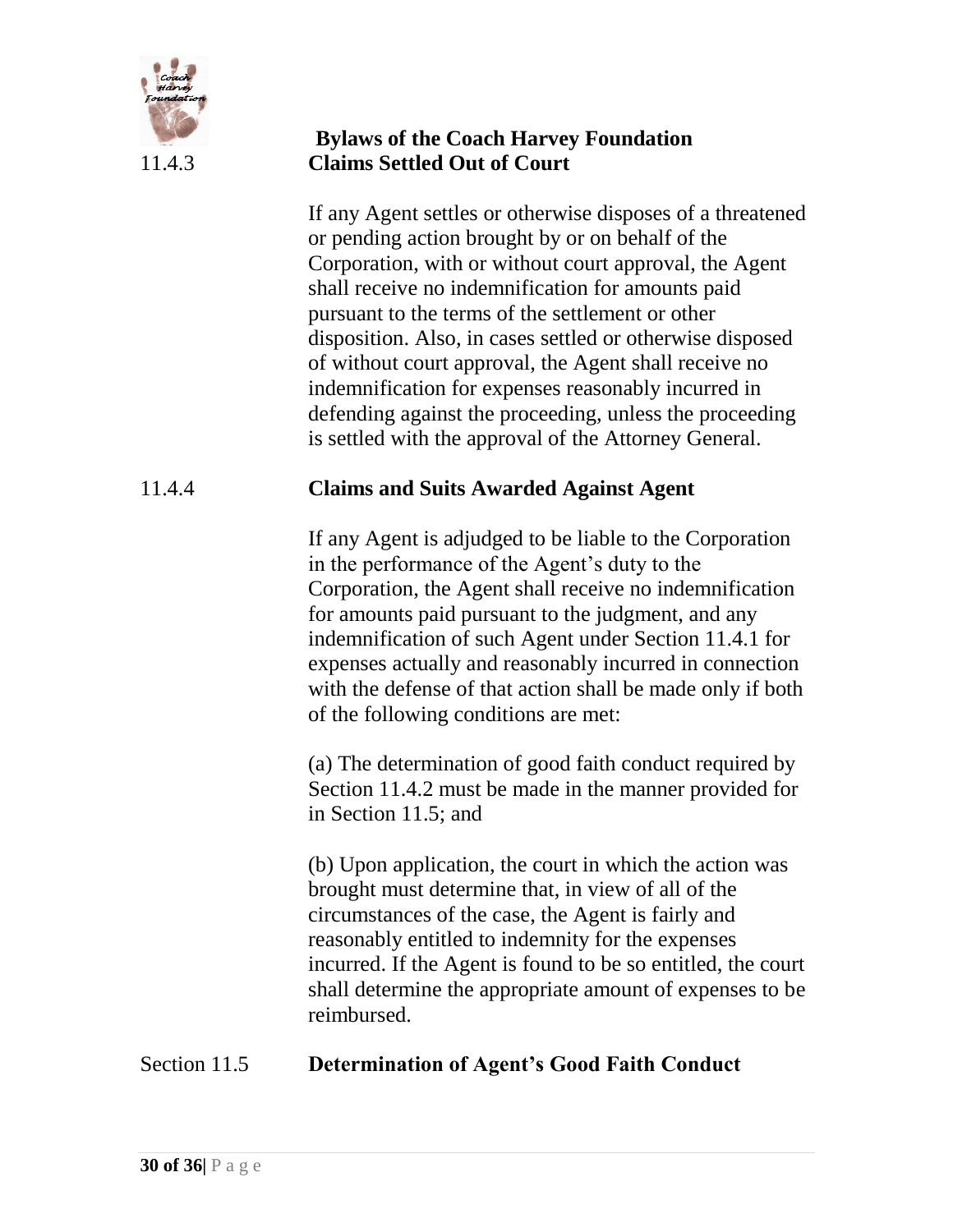#### 11.4.3 Claims Settled Out of Court

If any Agent settles or otherwise disposes of a threatened or pending action brought by or on behalf of the Corporation, with or without court approval, the Agent shall receive no indemnification for amounts paid pursuant to the terms of the settlement or other disposition. Also, in cases settled or otherwise disposed of without court approval, the Agent shall receive no indemnification for expenses reasonably incurred in defending against the proceeding, unless the proceeding is settled with the approval of the Attorney General.

#### 11.4.4 Claims and Suits Awarded Against Agent

If any Agent is adjudged to be liable to the Corporation in the performance of the Agent's duty to the Corporation, the Agent shall receive no indemnification for amounts paid pursuant to the judgment, and any indemnification of such Agent under Section 11.4.1 for expenses actually and reasonably incurred in connection with the defense of that action shall be made only if both of the following conditions are met:

(a) The determination of good faith conduct required by Section 11.4.2 must be made in the manner provided for in Section 11.5; and

(b) Upon application, the court in which the action was brought must determine that, in view of all of the circumstances of the case, the Agent is fairly and reasonably entitled to indemnity for the expenses incurred. If the Agent is found to be so entitled, the court shall determine the appropriate amount of expenses to be reimbursed.

### Section 11.5 Determination of Agent's Good Faith Conduct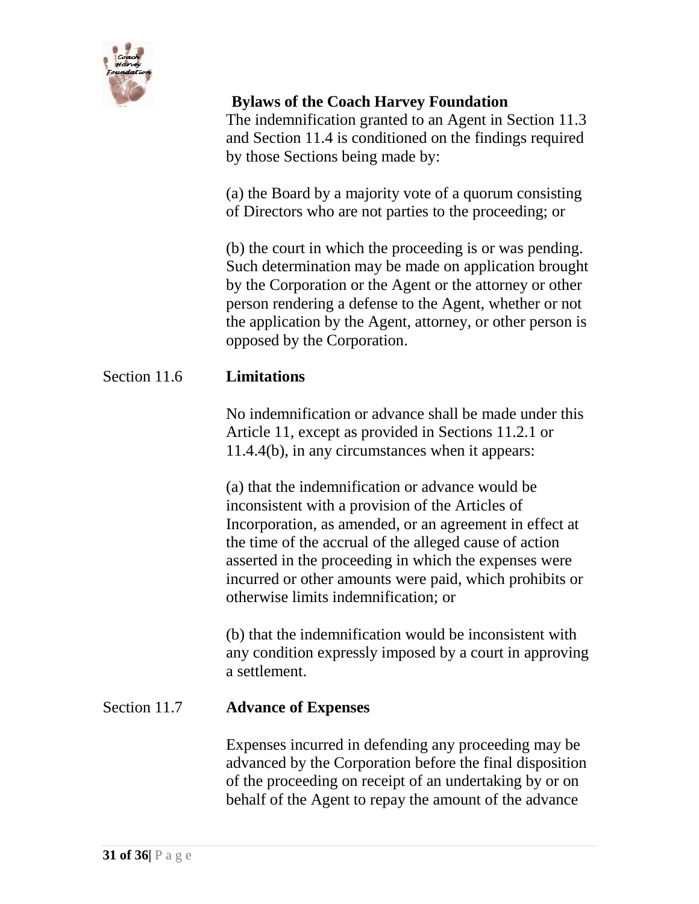The indemnification granted to an Agent in Section 11.3 and Section 11.4 is conditioned on the findings required by those Sections being made by:

(a) the Board by a majority vote of a quorum consisting of Directors who are not parties to the proceeding; or

(b) the court in which the proceeding is or was pending. Such determination may be made on application brought by the Corporation or the Agent or the attorney or other person rendering a defense to the Agent, whether or not the application by the Agent, attorney, or other person is opposed by the Corporation.

### Section 11.6 **Limitations**

No indemnification or advance shall be made under this Article 11, except as provided in Sections 11.2.1 or 11.4.4(b), in any circumstances when it appears:

(a) that the indemnification or advance would be inconsistent with a provision of the Articles of Incorporation, as amended, or an agreement in effect at the time of the accrual of the alleged cause of action asserted in the proceeding in which the expenses were incurred or other amounts were paid, which prohibits or otherwise limits indemnification; or

(b) that the indemnification would be inconsistent with any condition expressly imposed by a court in approving a settlement.

### Section 11.7 **Advance of Expenses**

Expenses incurred in defending any proceeding may be advanced by the Corporation before the final disposition of the proceeding on receipt of an undertaking by or on behalf of the Agent to repay the amount of the advance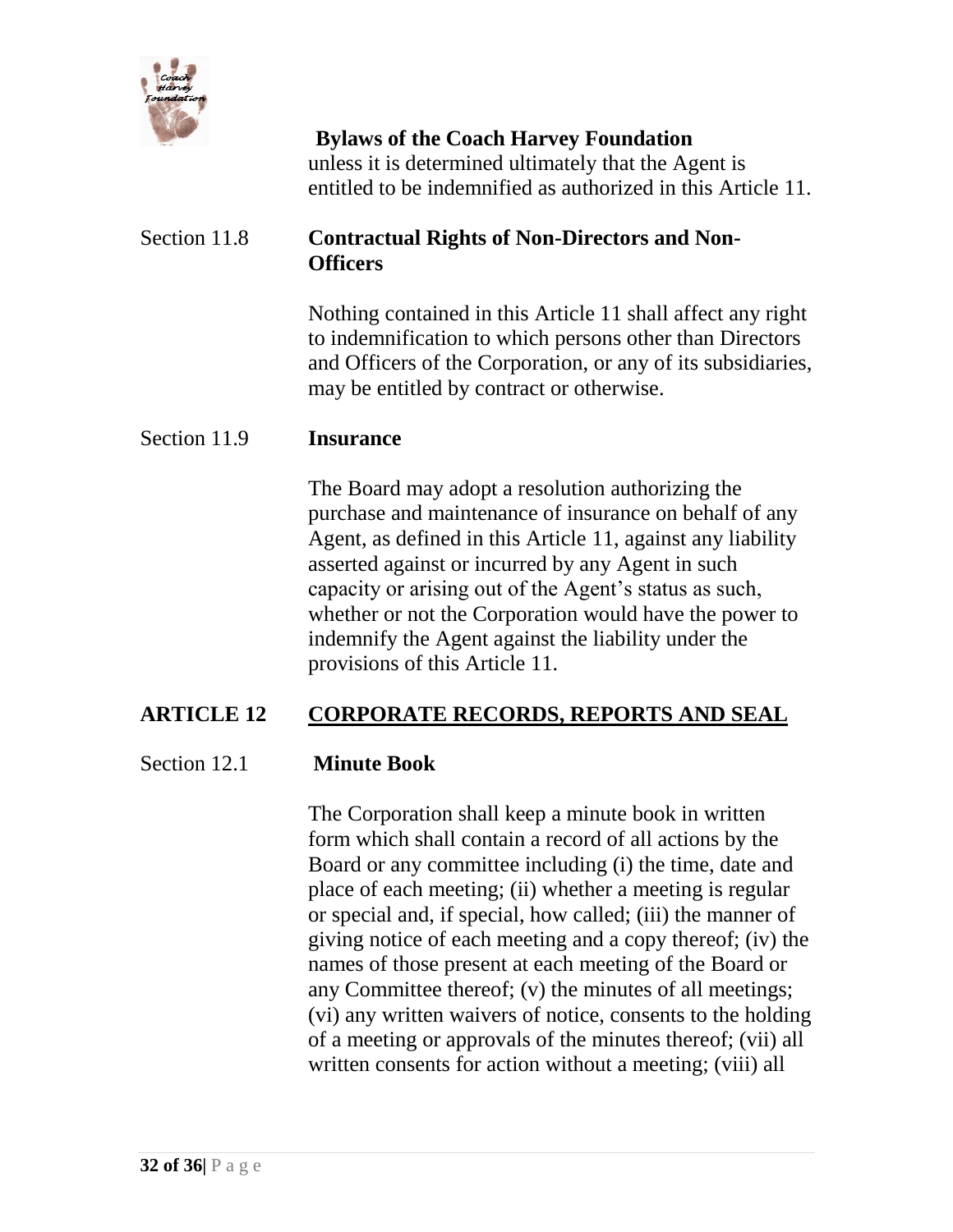unless it is determined ultimately that the Agent is entitled to be indemnified as authorized in this Article 11.

Section 11.8 **Contractual Rights of Non-Directors and Non-Officers**

Nothing contained in this Article 11 shall affect any right to indemnification to which persons other than Directors and Officers of the Corporation, or any of its subsidiaries, may be entitled by contract or otherwise.

Section 11.9 **Insurance**

The Board may adopt a resolution authorizing the purchase and maintenance of insurance on behalf of any Agent, as defined in this Article 11, against any liability asserted against or incurred by any Agent in such capacity or arising out of the Agent's status as such, whether or not the Corporation would have the power to indemnify the Agent against the liability under the provisions of this Article 11.

## ARTICLE 12 CORPORATE RECORDS, REPORTS AND SEAL

Section 12.1 **Minute Book**

The Corporation shall keep a minute book in written form which shall contain a record of all actions by the Board or any committee including (i) the time, date and place of each meeting; (ii) whether a meeting is regular or special and, if special, how called; (iii) the manner of giving notice of each meeting and a copy thereof; (iv) the names of those present at each meeting of the Board or any Committee thereof; (v) the minutes of all meetings; (vi) any written waivers of notice, consents to the holding of a meeting or approvals of the minutes thereof; (vii) all written consents for action without a meeting; (viii) all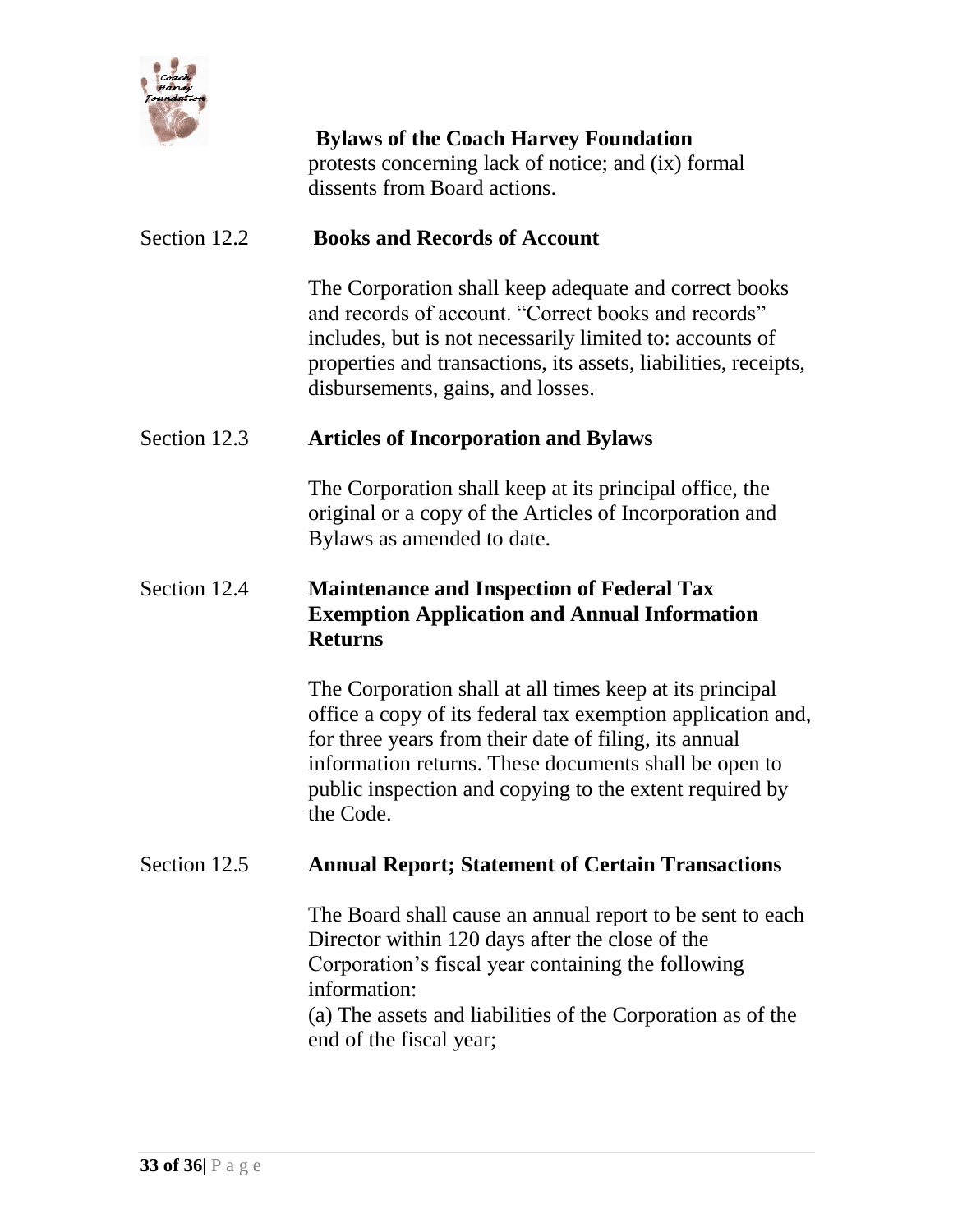protests concerning lack of notice; and (ix) formal dissents from Board actions.

### Section 12.2 Books and Records of Account

The Corporation shall keep adequate and correct books and records of account. "Correct books and records" includes, but is not necessarily limited to: accounts of properties and transactions, its assets, liabilities, receipts, disbursements, gains, and losses.

### Section 12.3 Articles of Incorporation and Bylaws

The Corporation shall keep at its principal office, the original or a copy of the Articles of Incorporation and Bylaws as amended to date.

### Section 12.4 Maintenance and Inspection of Federal Tax Exemption Application and Annual Information Returns

The Corporation shall at all times keep at its principal office a copy of its federal tax exemption application and, for three years from their date of filing, its annual information returns. These documents shall be open to public inspection and copying to the extent required by the Code.

### Section 12.5 Annual Report; Statement of Certain Transactions

The Board shall cause an annual report to be sent to each Director within 120 days after the close of the Corporation's fiscal year containing the following information:

(a) The assets and liabilities of the Corporation as of the end of the fiscal year;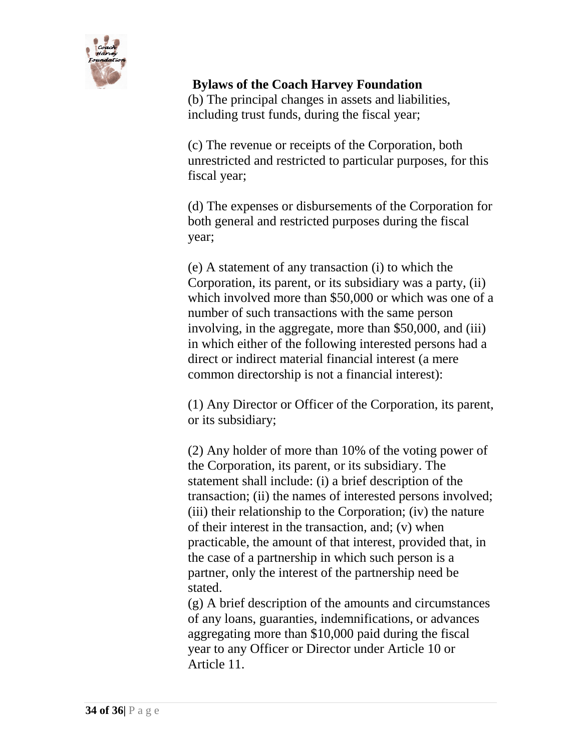**Bylaws of the Coach Harvey Foundation**

(b) The principal changes in assets and liabilities, including trust funds, during the fiscal year;

(c) The revenue or receipts of the Corporation, both unrestricted and restricted to particular purposes, for this fiscal year;

(d) The expenses or disbursements of the Corporation for both general and restricted purposes during the fiscal year;

(e) A statement of any transaction (i) to which the Corporation, its parent, or its subsidiary was a party, (ii) which involved more than $50,000 or which was one of a number of such transactions with the same person involving, in the aggregate, more than $50,000, and (iii) in which either of the following interested persons had a direct or indirect material financial interest (a mere common directorship is not a financial interest):

(1) Any Director or Officer of the Corporation, its parent, or its subsidiary;

(2) Any holder of more than 10% of the voting power of the Corporation, its parent, or its subsidiary. The statement shall include: (i) a brief description of the transaction; (ii) the names of interested persons involved; (iii) their relationship to the Corporation; (iv) the nature of their interest in the transaction, and; (v) when practicable, the amount of that interest, provided that, in the case of a partnership in which such person is a partner, only the interest of the partnership need be stated.

(g) A brief description of the amounts and circumstances of any loans, guaranties, indemnifications, or advances aggregating more than $10,000 paid during the fiscal year to any Officer or Director under Article 10 or Article 11.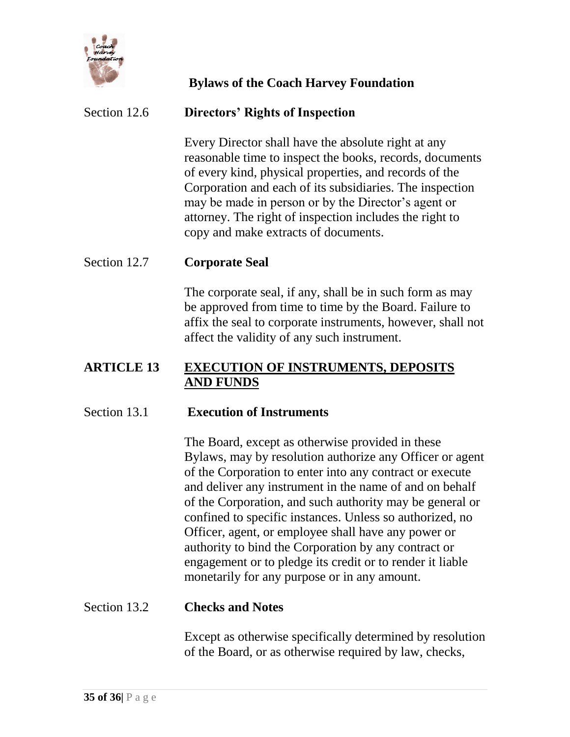### Section 12.6 Directors' Rights of Inspection

Every Director shall have the absolute right at any reasonable time to inspect the books, records, documents of every kind, physical properties, and records of the Corporation and each of its subsidiaries. The inspection may be made in person or by the Director's agent or attorney. The right of inspection includes the right to copy and make extracts of documents.

### Section 12.7 Corporate Seal

The corporate seal, if any, shall be in such form as may be approved from time to time by the Board. Failure to affix the seal to corporate instruments, however, shall not affect the validity of any such instrument.

## ARTICLE 13 EXECUTION OF INSTRUMENTS, DEPOSITS AND FUNDS

### Section 13.1 Execution of Instruments

The Board, except as otherwise provided in these Bylaws, may by resolution authorize any Officer or agent of the Corporation to enter into any contract or execute and deliver any instrument in the name of and on behalf of the Corporation, and such authority may be general or confined to specific instances. Unless so authorized, no Officer, agent, or employee shall have any power or authority to bind the Corporation by any contract or engagement or to pledge its credit or to render it liable monetarily for any purpose or in any amount.

### Section 13.2 Checks and Notes

Except as otherwise specifically determined by resolution of the Board, or as otherwise required by law, checks,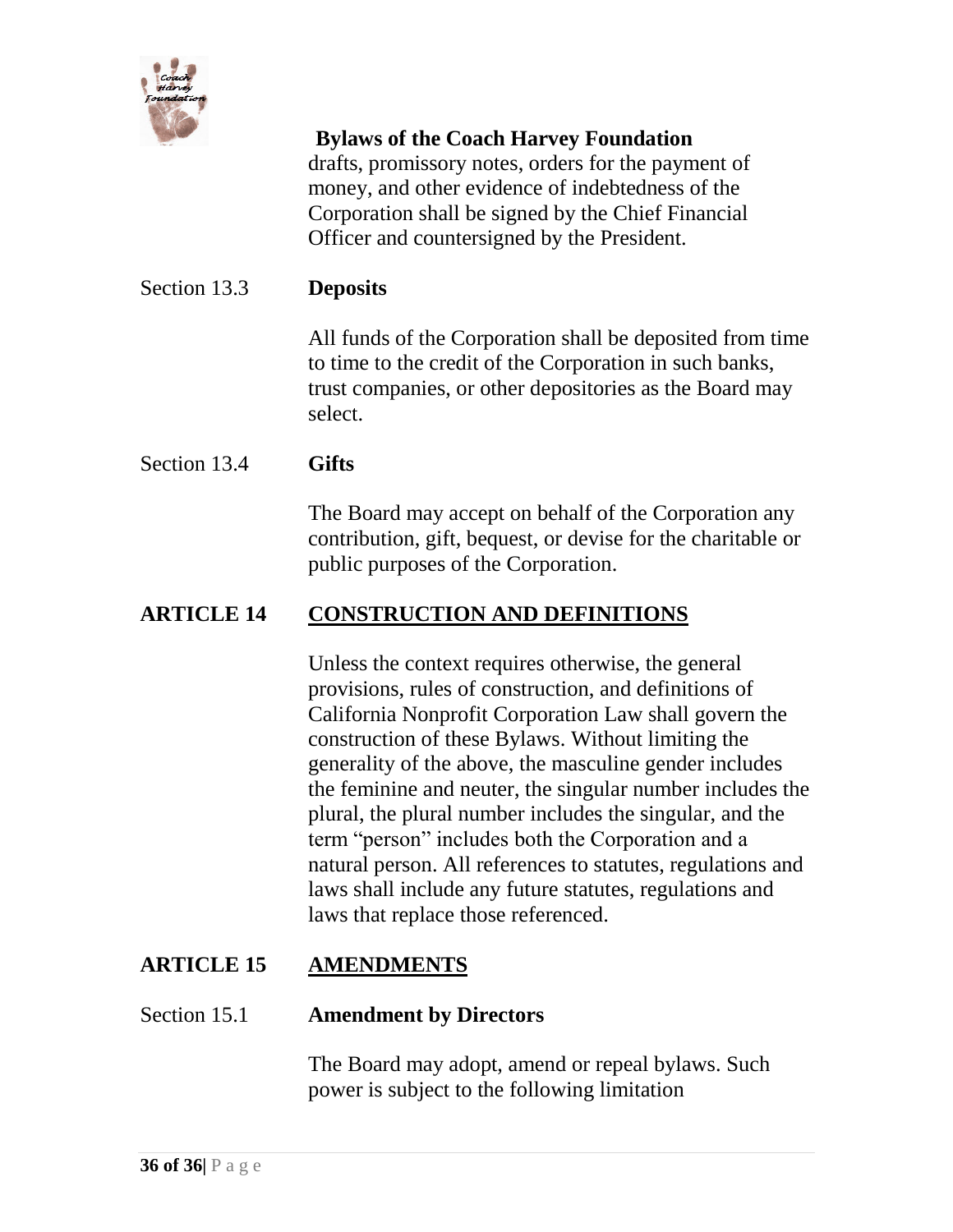drafts, promissory notes, orders for the payment of money, and other evidence of indebtedness of the Corporation shall be signed by the Chief Financial Officer and countersigned by the President.

### Section 13.3 **Deposits**

All funds of the Corporation shall be deposited from time to time to the credit of the Corporation in such banks, trust companies, or other depositories as the Board may select.

### Section 13.4 **Gifts**

The Board may accept on behalf of the Corporation any contribution, gift, bequest, or devise for the charitable or public purposes of the Corporation.

## ARTICLE 14 CONSTRUCTION AND DEFINITIONS

Unless the context requires otherwise, the general provisions, rules of construction, and definitions of California Nonprofit Corporation Law shall govern the construction of these Bylaws. Without limiting the generality of the above, the masculine gender includes the feminine and neuter, the singular number includes the plural, the plural number includes the singular, and the term "person" includes both the Corporation and a natural person. All references to statutes, regulations and laws shall include any future statutes, regulations and laws that replace those referenced.

## ARTICLE 15 AMENDMENTS

### Section 15.1 **Amendment by Directors**

The Board may adopt, amend or repeal bylaws. Such power is subject to the following limitation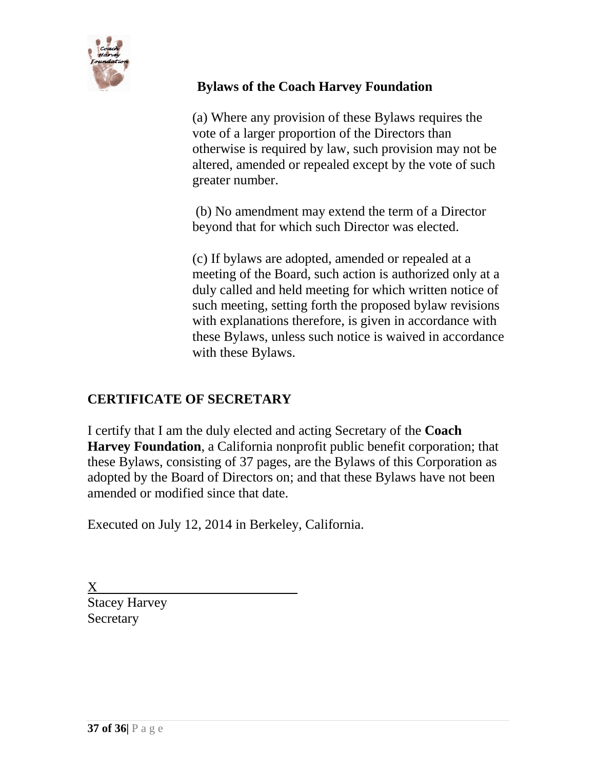**Bylaws of the Coach Harvey Foundation**

(a) Where any provision of these Bylaws requires the vote of a larger proportion of the Directors than otherwise is required by law, such provision may not be altered, amended or repealed except by the vote of such greater number.

(b) No amendment may extend the term of a Director beyond that for which such Director was elected.

(c) If bylaws are adopted, amended or repealed at a meeting of the Board, such action is authorized only at a duly called and held meeting for which written notice of such meeting, setting forth the proposed bylaw revisions with explanations therefore, is given in accordance with these Bylaws, unless such notice is waived in accordance with these Bylaws.

## CERTIFICATE OF SECRETARY

I certify that I am the duly elected and acting Secretary of the **Coach Harvey Foundation**, a California nonprofit public benefit corporation; that these Bylaws, consisting of 37 pages, are the Bylaws of this Corporation as adopted by the Board of Directors on; and that these Bylaws have not been amended or modified since that date.

Executed on July 12, 2014 in Berkeley, California.

X\_\_\_\_\_\_\_\_\_\_\_\_\_\_\_\_\_\_\_\_\_\_\_\_\_\_\_\_\_\_

Stacey Harvey
Secretary